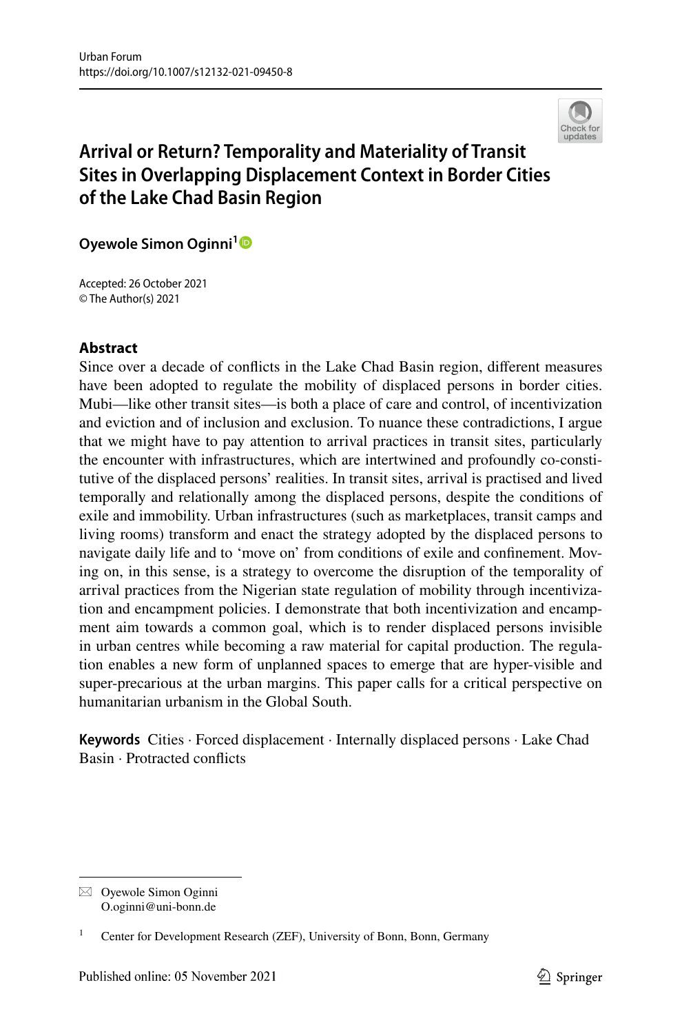# Arrival or Return? Temporality and Materiality of Transit Sites in Overlapping Displacement Context in Border Cities of the Lake Chad Basin Region

**Oyewole Simon Oginni**[1]

Accepted: 26 October 2021
© The Author(s) 2021

## Abstract

Since over a decade of conflicts in the Lake Chad Basin region, different measures have been adopted to regulate the mobility of displaced persons in border cities. Mubi—like other transit sites—is both a place of care and control, of incentivization and eviction and of inclusion and exclusion. To nuance these contradictions, I argue that we might have to pay attention to arrival practices in transit sites, particularly the encounter with infrastructures, which are intertwined and profoundly co-constitutive of the displaced persons' realities. In transit sites, arrival is practised and lived temporally and relationally among the displaced persons, despite the conditions of exile and immobility. Urban infrastructures (such as marketplaces, transit camps and living rooms) transform and enact the strategy adopted by the displaced persons to navigate daily life and to 'move on' from conditions of exile and confinement. Moving on, in this sense, is a strategy to overcome the disruption of the temporality of arrival practices from the Nigerian state regulation of mobility through incentivization and encampment policies. I demonstrate that both incentivization and encampment aim towards a common goal, which is to render displaced persons invisible in urban centres while becoming a raw material for capital production. The regulation enables a new form of unplanned spaces to emerge that are hyper-visible and super-precarious at the urban margins. This paper calls for a critical perspective on humanitarian urbanism in the Global South.

**Keywords** Cities · Forced displacement · Internally displaced persons · Lake Chad Basin · Protracted conflicts

---

✉ Oyewole Simon Oginni
O.oginni@uni-bonn.de

[1] Center for Development Research (ZEF), University of Bonn, Bonn, Germany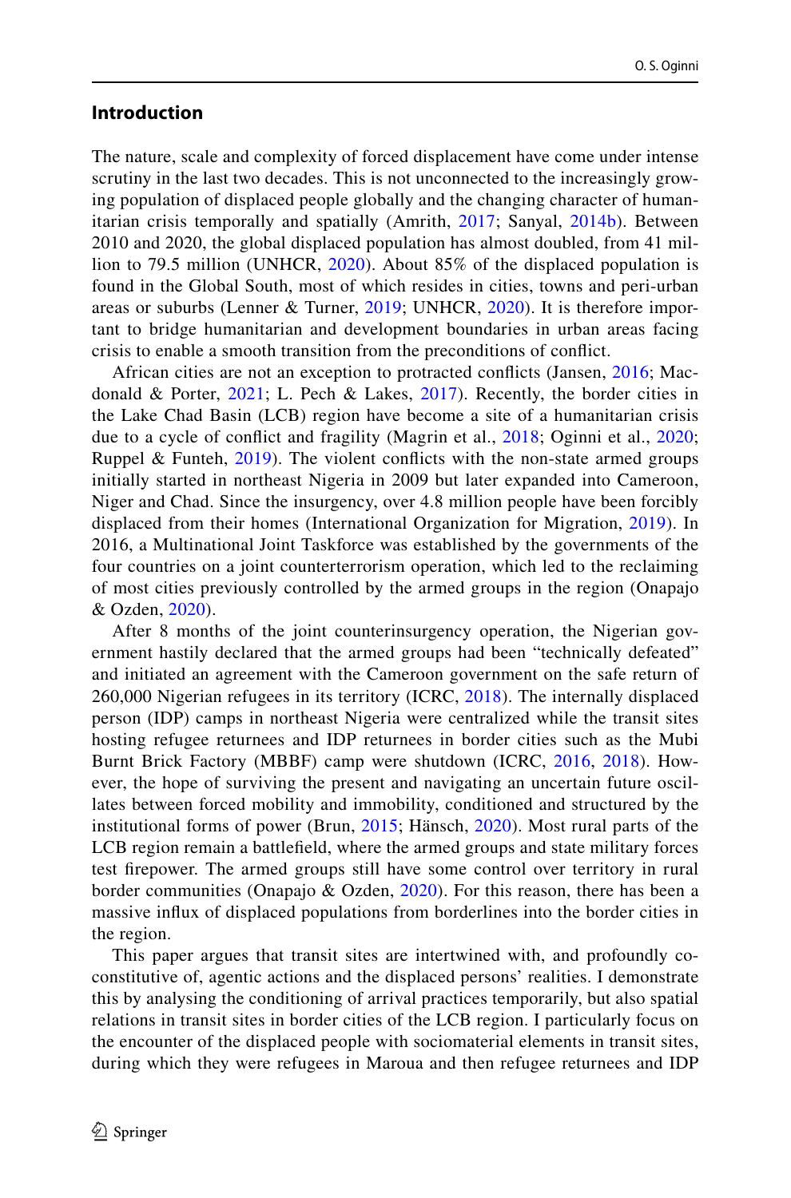## Introduction

The nature, scale and complexity of forced displacement have come under intense scrutiny in the last two decades. This is not unconnected to the increasingly growing population of displaced people globally and the changing character of humanitarian crisis temporally and spatially (Amrith, 2017; Sanyal, 2014b). Between 2010 and 2020, the global displaced population has almost doubled, from 41 million to 79.5 million (UNHCR, 2020). About 85% of the displaced population is found in the Global South, most of which resides in cities, towns and peri-urban areas or suburbs (Lenner & Turner, 2019; UNHCR, 2020). It is therefore important to bridge humanitarian and development boundaries in urban areas facing crisis to enable a smooth transition from the preconditions of conflict.

African cities are not an exception to protracted conflicts (Jansen, 2016; Macdonald & Porter, 2021; L. Pech & Lakes, 2017). Recently, the border cities in the Lake Chad Basin (LCB) region have become a site of a humanitarian crisis due to a cycle of conflict and fragility (Magrin et al., 2018; Oginni et al., 2020; Ruppel & Funteh, 2019). The violent conflicts with the non-state armed groups initially started in northeast Nigeria in 2009 but later expanded into Cameroon, Niger and Chad. Since the insurgency, over 4.8 million people have been forcibly displaced from their homes (International Organization for Migration, 2019). In 2016, a Multinational Joint Taskforce was established by the governments of the four countries on a joint counterterrorism operation, which led to the reclaiming of most cities previously controlled by the armed groups in the region (Onapajo & Ozden, 2020).

After 8 months of the joint counterinsurgency operation, the Nigerian government hastily declared that the armed groups had been "technically defeated" and initiated an agreement with the Cameroon government on the safe return of 260,000 Nigerian refugees in its territory (ICRC, 2018). The internally displaced person (IDP) camps in northeast Nigeria were centralized while the transit sites hosting refugee returnees and IDP returnees in border cities such as the Mubi Burnt Brick Factory (MBBF) camp were shutdown (ICRC, 2016, 2018). However, the hope of surviving the present and navigating an uncertain future oscillates between forced mobility and immobility, conditioned and structured by the institutional forms of power (Brun, 2015; Hänsch, 2020). Most rural parts of the LCB region remain a battlefield, where the armed groups and state military forces test firepower. The armed groups still have some control over territory in rural border communities (Onapajo & Ozden, 2020). For this reason, there has been a massive influx of displaced populations from borderlines into the border cities in the region.

This paper argues that transit sites are intertwined with, and profoundly co-constitutive of, agentic actions and the displaced persons' realities. I demonstrate this by analysing the conditioning of arrival practices temporarily, but also spatial relations in transit sites in border cities of the LCB region. I particularly focus on the encounter of the displaced people with sociomaterial elements in transit sites, during which they were refugees in Maroua and then refugee returnees and IDP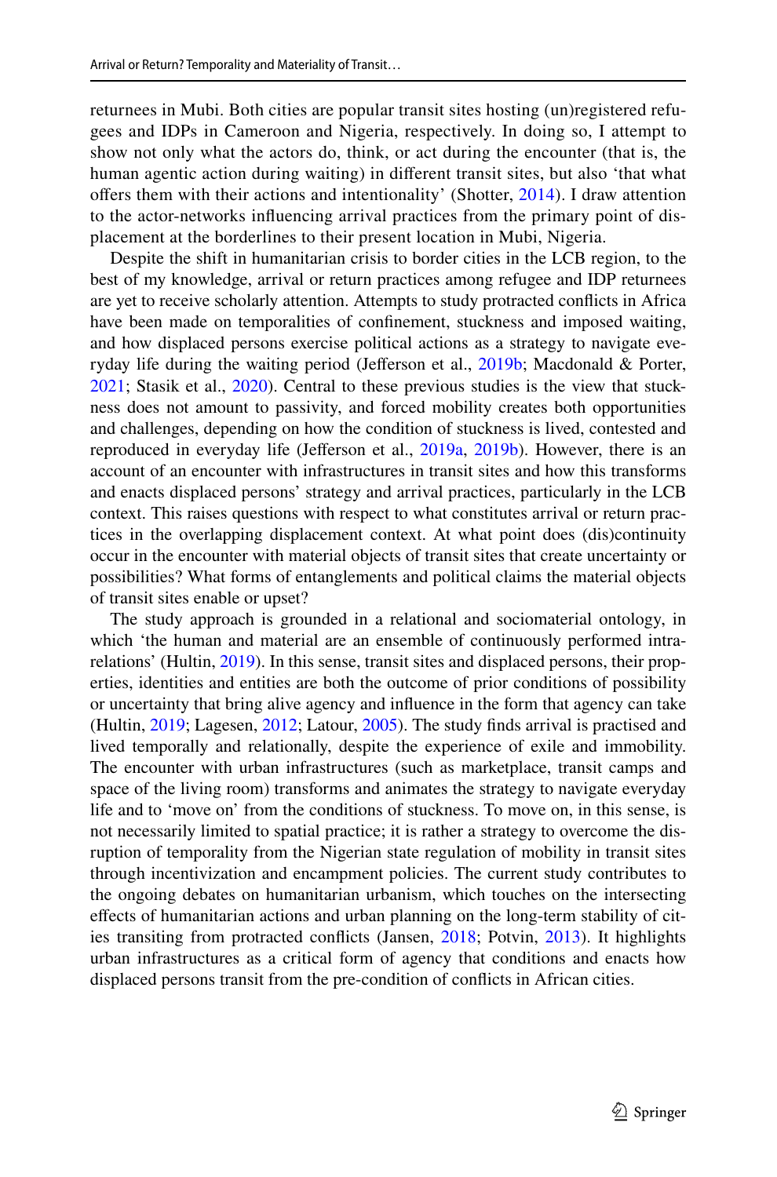returnees in Mubi. Both cities are popular transit sites hosting (un)registered refugees and IDPs in Cameroon and Nigeria, respectively. In doing so, I attempt to show not only what the actors do, think, or act during the encounter (that is, the human agentic action during waiting) in different transit sites, but also 'that what offers them with their actions and intentionality' (Shotter, 2014). I draw attention to the actor-networks influencing arrival practices from the primary point of displacement at the borderlines to their present location in Mubi, Nigeria.

Despite the shift in humanitarian crisis to border cities in the LCB region, to the best of my knowledge, arrival or return practices among refugee and IDP returnees are yet to receive scholarly attention. Attempts to study protracted conflicts in Africa have been made on temporalities of confinement, stuckness and imposed waiting, and how displaced persons exercise political actions as a strategy to navigate everyday life during the waiting period (Jefferson et al., 2019b; Macdonald & Porter, 2021; Stasik et al., 2020). Central to these previous studies is the view that stuckness does not amount to passivity, and forced mobility creates both opportunities and challenges, depending on how the condition of stuckness is lived, contested and reproduced in everyday life (Jefferson et al., 2019a, 2019b). However, there is an account of an encounter with infrastructures in transit sites and how this transforms and enacts displaced persons' strategy and arrival practices, particularly in the LCB context. This raises questions with respect to what constitutes arrival or return practices in the overlapping displacement context. At what point does (dis)continuity occur in the encounter with material objects of transit sites that create uncertainty or possibilities? What forms of entanglements and political claims the material objects of transit sites enable or upset?

The study approach is grounded in a relational and sociomaterial ontology, in which 'the human and material are an ensemble of continuously performed intra-relations' (Hultin, 2019). In this sense, transit sites and displaced persons, their properties, identities and entities are both the outcome of prior conditions of possibility or uncertainty that bring alive agency and influence in the form that agency can take (Hultin, 2019; Lagesen, 2012; Latour, 2005). The study finds arrival is practised and lived temporally and relationally, despite the experience of exile and immobility. The encounter with urban infrastructures (such as marketplace, transit camps and space of the living room) transforms and animates the strategy to navigate everyday life and to 'move on' from the conditions of stuckness. To move on, in this sense, is not necessarily limited to spatial practice; it is rather a strategy to overcome the disruption of temporality from the Nigerian state regulation of mobility in transit sites through incentivization and encampment policies. The current study contributes to the ongoing debates on humanitarian urbanism, which touches on the intersecting effects of humanitarian actions and urban planning on the long-term stability of cities transiting from protracted conflicts (Jansen, 2018; Potvin, 2013). It highlights urban infrastructures as a critical form of agency that conditions and enacts how displaced persons transit from the pre-condition of conflicts in African cities.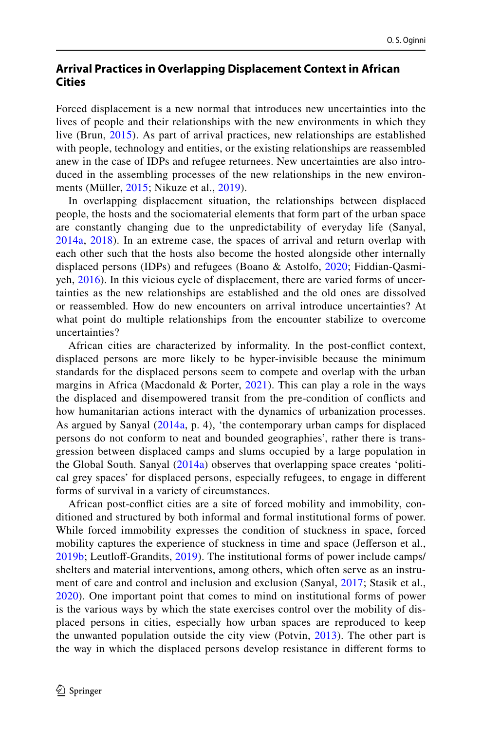## Arrival Practices in Overlapping Displacement Context in African Cities

Forced displacement is a new normal that introduces new uncertainties into the lives of people and their relationships with the new environments in which they live (Brun, 2015). As part of arrival practices, new relationships are established with people, technology and entities, or the existing relationships are reassembled anew in the case of IDPs and refugee returnees. New uncertainties are also introduced in the assembling processes of the new relationships in the new environments (Müller, 2015; Nikuze et al., 2019).

In overlapping displacement situation, the relationships between displaced people, the hosts and the sociomaterial elements that form part of the urban space are constantly changing due to the unpredictability of everyday life (Sanyal, 2014a, 2018). In an extreme case, the spaces of arrival and return overlap with each other such that the hosts also become the hosted alongside other internally displaced persons (IDPs) and refugees (Boano & Astolfo, 2020; Fiddian-Qasmiyeh, 2016). In this vicious cycle of displacement, there are varied forms of uncertainties as the new relationships are established and the old ones are dissolved or reassembled. How do new encounters on arrival introduce uncertainties? At what point do multiple relationships from the encounter stabilize to overcome uncertainties?

African cities are characterized by informality. In the post-conflict context, displaced persons are more likely to be hyper-invisible because the minimum standards for the displaced persons seem to compete and overlap with the urban margins in Africa (Macdonald & Porter, 2021). This can play a role in the ways the displaced and disempowered transit from the pre-condition of conflicts and how humanitarian actions interact with the dynamics of urbanization processes. As argued by Sanyal (2014a, p. 4), 'the contemporary urban camps for displaced persons do not conform to neat and bounded geographies', rather there is transgression between displaced camps and slums occupied by a large population in the Global South. Sanyal (2014a) observes that overlapping space creates 'political grey spaces' for displaced persons, especially refugees, to engage in different forms of survival in a variety of circumstances.

African post-conflict cities are a site of forced mobility and immobility, conditioned and structured by both informal and formal institutional forms of power. While forced immobility expresses the condition of stuckness in space, forced mobility captures the experience of stuckness in time and space (Jefferson et al., 2019b; Leutloff-Grandits, 2019). The institutional forms of power include camps/shelters and material interventions, among others, which often serve as an instrument of care and control and inclusion and exclusion (Sanyal, 2017; Stasik et al., 2020). One important point that comes to mind on institutional forms of power is the various ways by which the state exercises control over the mobility of displaced persons in cities, especially how urban spaces are reproduced to keep the unwanted population outside the city view (Potvin, 2013). The other part is the way in which the displaced persons develop resistance in different forms to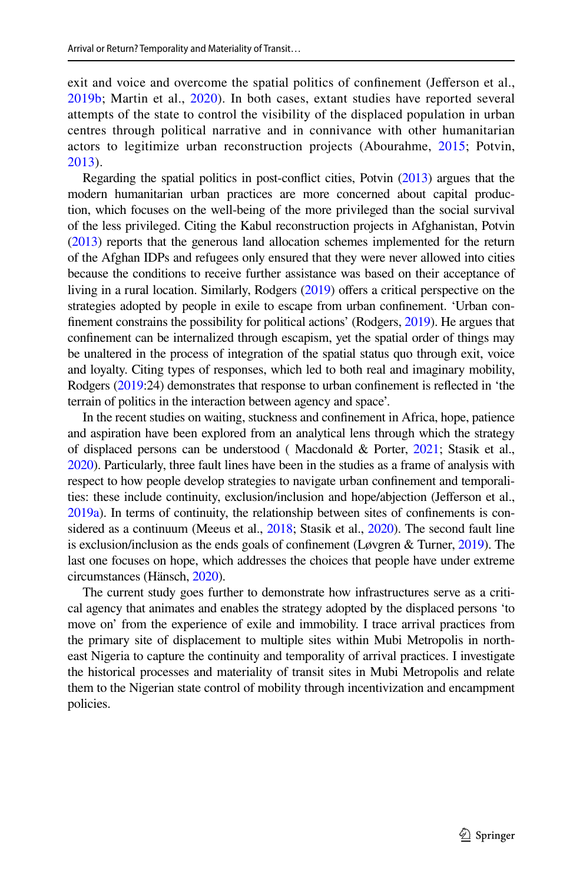exit and voice and overcome the spatial politics of confinement (Jefferson et al., 2019b; Martin et al., 2020). In both cases, extant studies have reported several attempts of the state to control the visibility of the displaced population in urban centres through political narrative and in connivance with other humanitarian actors to legitimize urban reconstruction projects (Abourahme, 2015; Potvin, 2013).

Regarding the spatial politics in post-conflict cities, Potvin (2013) argues that the modern humanitarian urban practices are more concerned about capital production, which focuses on the well-being of the more privileged than the social survival of the less privileged. Citing the Kabul reconstruction projects in Afghanistan, Potvin (2013) reports that the generous land allocation schemes implemented for the return of the Afghan IDPs and refugees only ensured that they were never allowed into cities because the conditions to receive further assistance was based on their acceptance of living in a rural location. Similarly, Rodgers (2019) offers a critical perspective on the strategies adopted by people in exile to escape from urban confinement. 'Urban confinement constrains the possibility for political actions' (Rodgers, 2019). He argues that confinement can be internalized through escapism, yet the spatial order of things may be unaltered in the process of integration of the spatial status quo through exit, voice and loyalty. Citing types of responses, which led to both real and imaginary mobility, Rodgers (2019:24) demonstrates that response to urban confinement is reflected in 'the terrain of politics in the interaction between agency and space'.

In the recent studies on waiting, stuckness and confinement in Africa, hope, patience and aspiration have been explored from an analytical lens through which the strategy of displaced persons can be understood ( Macdonald & Porter, 2021; Stasik et al., 2020). Particularly, three fault lines have been in the studies as a frame of analysis with respect to how people develop strategies to navigate urban confinement and temporalities: these include continuity, exclusion/inclusion and hope/abjection (Jefferson et al., 2019a). In terms of continuity, the relationship between sites of confinements is considered as a continuum (Meeus et al., 2018; Stasik et al., 2020). The second fault line is exclusion/inclusion as the ends goals of confinement (Løvgren & Turner, 2019). The last one focuses on hope, which addresses the choices that people have under extreme circumstances (Hänsch, 2020).

The current study goes further to demonstrate how infrastructures serve as a critical agency that animates and enables the strategy adopted by the displaced persons 'to move on' from the experience of exile and immobility. I trace arrival practices from the primary site of displacement to multiple sites within Mubi Metropolis in northeast Nigeria to capture the continuity and temporality of arrival practices. I investigate the historical processes and materiality of transit sites in Mubi Metropolis and relate them to the Nigerian state control of mobility through incentivization and encampment policies.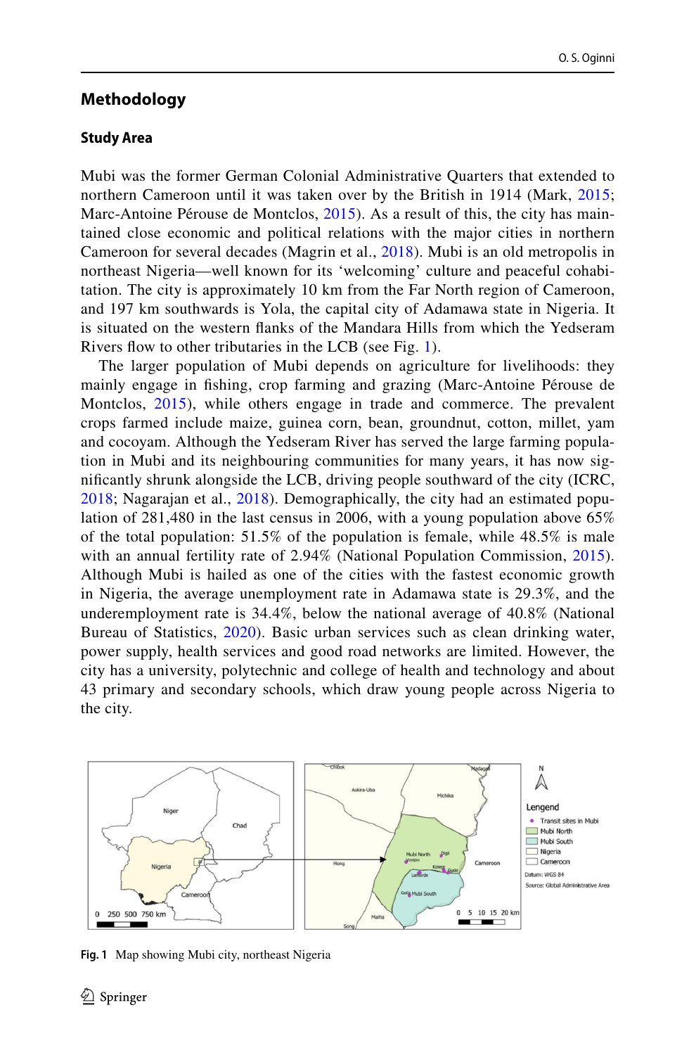## Methodology

### Study Area

Mubi was the former German Colonial Administrative Quarters that extended to northern Cameroon until it was taken over by the British in 1914 (Mark, 2015; Marc-Antoine Pérouse de Montclos, 2015). As a result of this, the city has maintained close economic and political relations with the major cities in northern Cameroon for several decades (Magrin et al., 2018). Mubi is an old metropolis in northeast Nigeria—well known for its 'welcoming' culture and peaceful cohabitation. The city is approximately 10 km from the Far North region of Cameroon, and 197 km southwards is Yola, the capital city of Adamawa state in Nigeria. It is situated on the western flanks of the Mandara Hills from which the Yedseram Rivers flow to other tributaries in the LCB (see Fig. 1).

The larger population of Mubi depends on agriculture for livelihoods: they mainly engage in fishing, crop farming and grazing (Marc-Antoine Pérouse de Montclos, 2015), while others engage in trade and commerce. The prevalent crops farmed include maize, guinea corn, bean, groundnut, cotton, millet, yam and cocoyam. Although the Yedseram River has served the large farming population in Mubi and its neighbouring communities for many years, it has now significantly shrunk alongside the LCB, driving people southward of the city (ICRC, 2018; Nagarajan et al., 2018). Demographically, the city had an estimated population of 281,480 in the last census in 2006, with a young population above 65% of the total population: 51.5% of the population is female, while 48.5% is male with an annual fertility rate of 2.94% (National Population Commission, 2015). Although Mubi is hailed as one of the cities with the fastest economic growth in Nigeria, the average unemployment rate in Adamawa state is 29.3%, and the underemployment rate is 34.4%, below the national average of 40.8% (National Bureau of Statistics, 2020). Basic urban services such as clean drinking water, power supply, health services and good road networks are limited. However, the city has a university, polytechnic and college of health and technology and about 43 primary and secondary schools, which draw young people across Nigeria to the city.

**Fig. 1** Map showing Mubi city, northeast Nigeria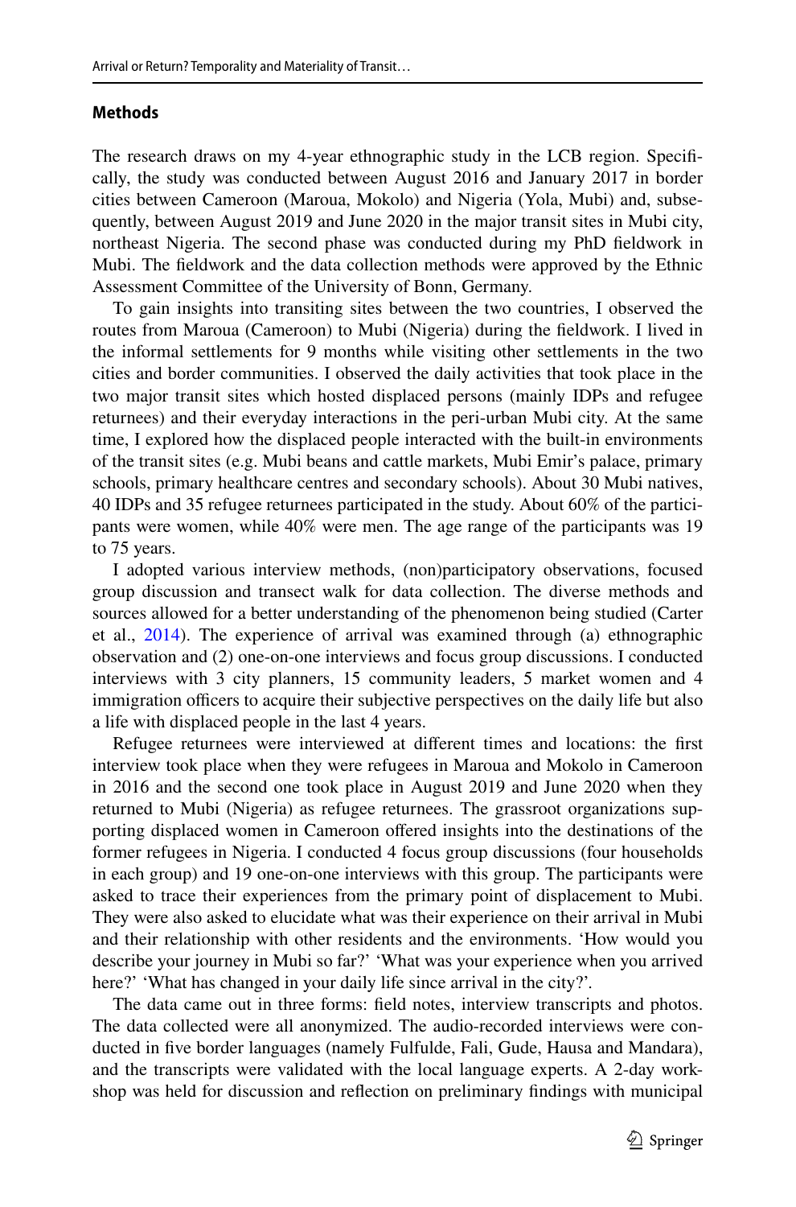## Methods

The research draws on my 4-year ethnographic study in the LCB region. Specifically, the study was conducted between August 2016 and January 2017 in border cities between Cameroon (Maroua, Mokolo) and Nigeria (Yola, Mubi) and, subsequently, between August 2019 and June 2020 in the major transit sites in Mubi city, northeast Nigeria. The second phase was conducted during my PhD fieldwork in Mubi. The fieldwork and the data collection methods were approved by the Ethnic Assessment Committee of the University of Bonn, Germany.

To gain insights into transiting sites between the two countries, I observed the routes from Maroua (Cameroon) to Mubi (Nigeria) during the fieldwork. I lived in the informal settlements for 9 months while visiting other settlements in the two cities and border communities. I observed the daily activities that took place in the two major transit sites which hosted displaced persons (mainly IDPs and refugee returnees) and their everyday interactions in the peri-urban Mubi city. At the same time, I explored how the displaced people interacted with the built-in environments of the transit sites (e.g. Mubi beans and cattle markets, Mubi Emir's palace, primary schools, primary healthcare centres and secondary schools). About 30 Mubi natives, 40 IDPs and 35 refugee returnees participated in the study. About 60% of the participants were women, while 40% were men. The age range of the participants was 19 to 75 years.

I adopted various interview methods, (non)participatory observations, focused group discussion and transect walk for data collection. The diverse methods and sources allowed for a better understanding of the phenomenon being studied (Carter et al., 2014). The experience of arrival was examined through (a) ethnographic observation and (2) one-on-one interviews and focus group discussions. I conducted interviews with 3 city planners, 15 community leaders, 5 market women and 4 immigration officers to acquire their subjective perspectives on the daily life but also a life with displaced people in the last 4 years.

Refugee returnees were interviewed at different times and locations: the first interview took place when they were refugees in Maroua and Mokolo in Cameroon in 2016 and the second one took place in August 2019 and June 2020 when they returned to Mubi (Nigeria) as refugee returnees. The grassroot organizations supporting displaced women in Cameroon offered insights into the destinations of the former refugees in Nigeria. I conducted 4 focus group discussions (four households in each group) and 19 one-on-one interviews with this group. The participants were asked to trace their experiences from the primary point of displacement to Mubi. They were also asked to elucidate what was their experience on their arrival in Mubi and their relationship with other residents and the environments. 'How would you describe your journey in Mubi so far?' 'What was your experience when you arrived here?' 'What has changed in your daily life since arrival in the city?'.

The data came out in three forms: field notes, interview transcripts and photos. The data collected were all anonymized. The audio-recorded interviews were conducted in five border languages (namely Fulfulde, Fali, Gude, Hausa and Mandara), and the transcripts were validated with the local language experts. A 2-day workshop was held for discussion and reflection on preliminary findings with municipal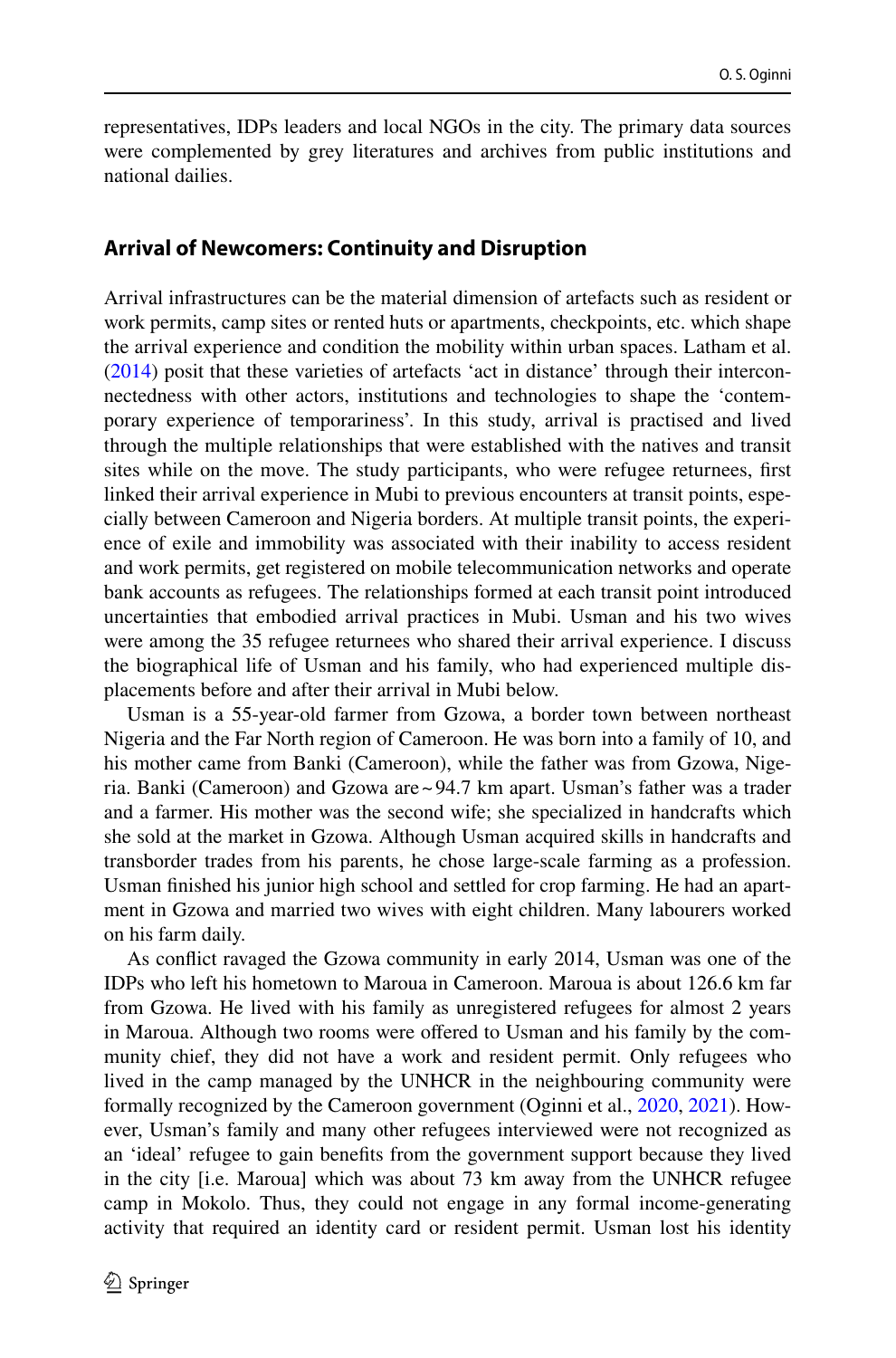representatives, IDPs leaders and local NGOs in the city. The primary data sources were complemented by grey literatures and archives from public institutions and national dailies.

## Arrival of Newcomers: Continuity and Disruption

Arrival infrastructures can be the material dimension of artefacts such as resident or work permits, camp sites or rented huts or apartments, checkpoints, etc. which shape the arrival experience and condition the mobility within urban spaces. Latham et al. (2014) posit that these varieties of artefacts 'act in distance' through their interconnectedness with other actors, institutions and technologies to shape the 'contemporary experience of temporariness'. In this study, arrival is practised and lived through the multiple relationships that were established with the natives and transit sites while on the move. The study participants, who were refugee returnees, first linked their arrival experience in Mubi to previous encounters at transit points, especially between Cameroon and Nigeria borders. At multiple transit points, the experience of exile and immobility was associated with their inability to access resident and work permits, get registered on mobile telecommunication networks and operate bank accounts as refugees. The relationships formed at each transit point introduced uncertainties that embodied arrival practices in Mubi. Usman and his two wives were among the 35 refugee returnees who shared their arrival experience. I discuss the biographical life of Usman and his family, who had experienced multiple displacements before and after their arrival in Mubi below.

Usman is a 55-year-old farmer from Gzowa, a border town between northeast Nigeria and the Far North region of Cameroon. He was born into a family of 10, and his mother came from Banki (Cameroon), while the father was from Gzowa, Nigeria. Banki (Cameroon) and Gzowa are ~94.7 km apart. Usman's father was a trader and a farmer. His mother was the second wife; she specialized in handcrafts which she sold at the market in Gzowa. Although Usman acquired skills in handcrafts and transborder trades from his parents, he chose large-scale farming as a profession. Usman finished his junior high school and settled for crop farming. He had an apartment in Gzowa and married two wives with eight children. Many labourers worked on his farm daily.

As conflict ravaged the Gzowa community in early 2014, Usman was one of the IDPs who left his hometown to Maroua in Cameroon. Maroua is about 126.6 km far from Gzowa. He lived with his family as unregistered refugees for almost 2 years in Maroua. Although two rooms were offered to Usman and his family by the community chief, they did not have a work and resident permit. Only refugees who lived in the camp managed by the UNHCR in the neighbouring community were formally recognized by the Cameroon government (Oginni et al., 2020, 2021). However, Usman's family and many other refugees interviewed were not recognized as an 'ideal' refugee to gain benefits from the government support because they lived in the city [i.e. Maroua] which was about 73 km away from the UNHCR refugee camp in Mokolo. Thus, they could not engage in any formal income-generating activity that required an identity card or resident permit. Usman lost his identity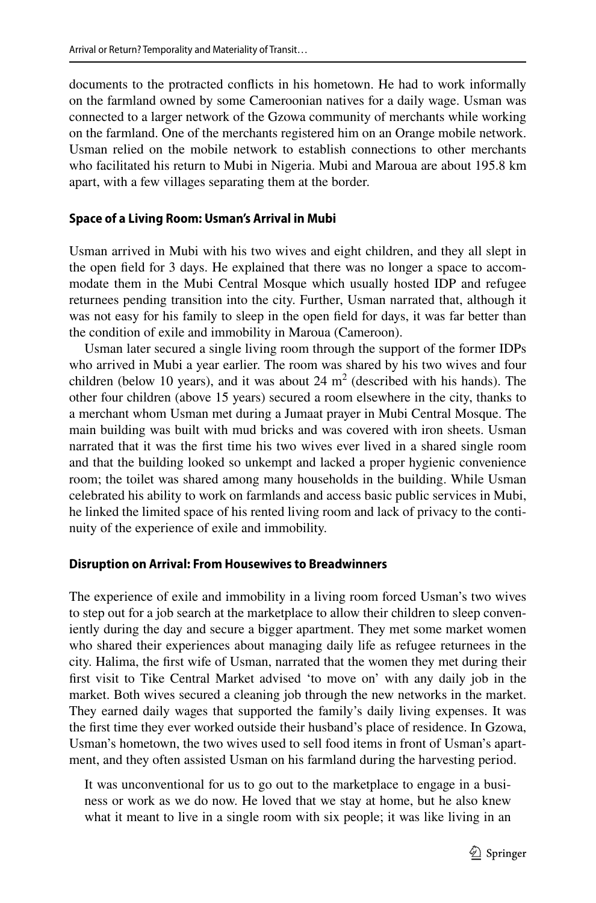documents to the protracted conflicts in his hometown. He had to work informally on the farmland owned by some Cameroonian natives for a daily wage. Usman was connected to a larger network of the Gzowa community of merchants while working on the farmland. One of the merchants registered him on an Orange mobile network. Usman relied on the mobile network to establish connections to other merchants who facilitated his return to Mubi in Nigeria. Mubi and Maroua are about 195.8 km apart, with a few villages separating them at the border.

### Space of a Living Room: Usman's Arrival in Mubi

Usman arrived in Mubi with his two wives and eight children, and they all slept in the open field for 3 days. He explained that there was no longer a space to accommodate them in the Mubi Central Mosque which usually hosted IDP and refugee returnees pending transition into the city. Further, Usman narrated that, although it was not easy for his family to sleep in the open field for days, it was far better than the condition of exile and immobility in Maroua (Cameroon).

Usman later secured a single living room through the support of the former IDPs who arrived in Mubi a year earlier. The room was shared by his two wives and four children (below 10 years), and it was about 24 $m^2$ (described with his hands). The other four children (above 15 years) secured a room elsewhere in the city, thanks to a merchant whom Usman met during a Jumaat prayer in Mubi Central Mosque. The main building was built with mud bricks and was covered with iron sheets. Usman narrated that it was the first time his two wives ever lived in a shared single room and that the building looked so unkempt and lacked a proper hygienic convenience room; the toilet was shared among many households in the building. While Usman celebrated his ability to work on farmlands and access basic public services in Mubi, he linked the limited space of his rented living room and lack of privacy to the continuity of the experience of exile and immobility.

### Disruption on Arrival: From Housewives to Breadwinners

The experience of exile and immobility in a living room forced Usman's two wives to step out for a job search at the marketplace to allow their children to sleep conveniently during the day and secure a bigger apartment. They met some market women who shared their experiences about managing daily life as refugee returnees in the city. Halima, the first wife of Usman, narrated that the women they met during their first visit to Tike Central Market advised 'to move on' with any daily job in the market. Both wives secured a cleaning job through the new networks in the market. They earned daily wages that supported the family's daily living expenses. It was the first time they ever worked outside their husband's place of residence. In Gzowa, Usman's hometown, the two wives used to sell food items in front of Usman's apartment, and they often assisted Usman on his farmland during the harvesting period.

> It was unconventional for us to go out to the marketplace to engage in a business or work as we do now. He loved that we stay at home, but he also knew what it meant to live in a single room with six people; it was like living in an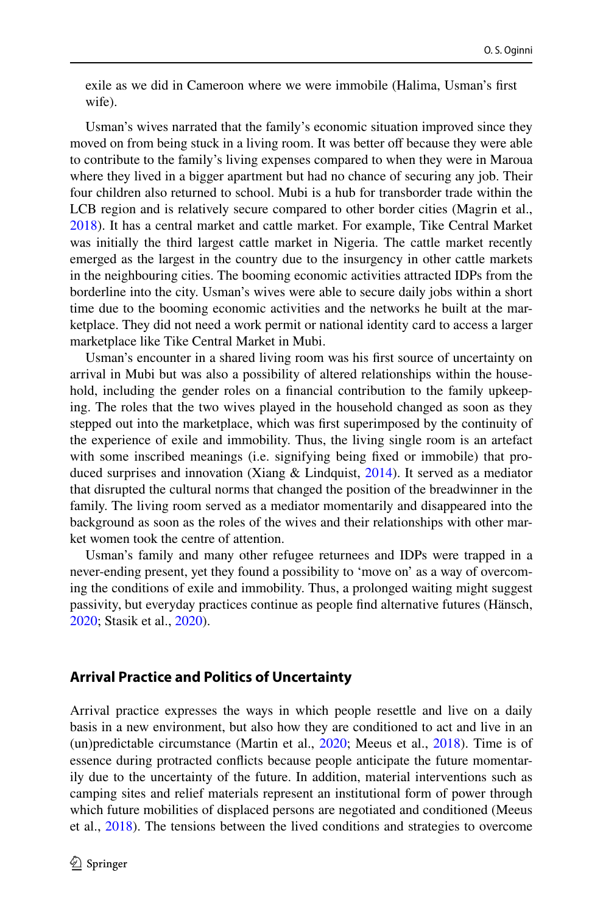exile as we did in Cameroon where we were immobile (Halima, Usman's first wife).

Usman's wives narrated that the family's economic situation improved since they moved on from being stuck in a living room. It was better off because they were able to contribute to the family's living expenses compared to when they were in Maroua where they lived in a bigger apartment but had no chance of securing any job. Their four children also returned to school. Mubi is a hub for transborder trade within the LCB region and is relatively secure compared to other border cities (Magrin et al., 2018). It has a central market and cattle market. For example, Tike Central Market was initially the third largest cattle market in Nigeria. The cattle market recently emerged as the largest in the country due to the insurgency in other cattle markets in the neighbouring cities. The booming economic activities attracted IDPs from the borderline into the city. Usman's wives were able to secure daily jobs within a short time due to the booming economic activities and the networks he built at the marketplace. They did not need a work permit or national identity card to access a larger marketplace like Tike Central Market in Mubi.

Usman's encounter in a shared living room was his first source of uncertainty on arrival in Mubi but was also a possibility of altered relationships within the household, including the gender roles on a financial contribution to the family upkeeping. The roles that the two wives played in the household changed as soon as they stepped out into the marketplace, which was first superimposed by the continuity of the experience of exile and immobility. Thus, the living single room is an artefact with some inscribed meanings (i.e. signifying being fixed or immobile) that produced surprises and innovation (Xiang & Lindquist, 2014). It served as a mediator that disrupted the cultural norms that changed the position of the breadwinner in the family. The living room served as a mediator momentarily and disappeared into the background as soon as the roles of the wives and their relationships with other market women took the centre of attention.

Usman's family and many other refugee returnees and IDPs were trapped in a never-ending present, yet they found a possibility to 'move on' as a way of overcoming the conditions of exile and immobility. Thus, a prolonged waiting might suggest passivity, but everyday practices continue as people find alternative futures (Hänsch, 2020; Stasik et al., 2020).

## Arrival Practice and Politics of Uncertainty

Arrival practice expresses the ways in which people resettle and live on a daily basis in a new environment, but also how they are conditioned to act and live in an (un)predictable circumstance (Martin et al., 2020; Meeus et al., 2018). Time is of essence during protracted conflicts because people anticipate the future momentarily due to the uncertainty of the future. In addition, material interventions such as camping sites and relief materials represent an institutional form of power through which future mobilities of displaced persons are negotiated and conditioned (Meeus et al., 2018). The tensions between the lived conditions and strategies to overcome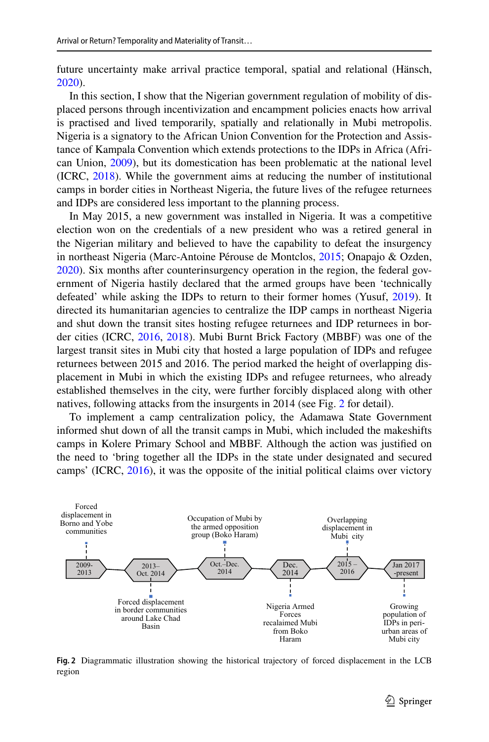future uncertainty make arrival practice temporal, spatial and relational (Hänsch, 2020).

In this section, I show that the Nigerian government regulation of mobility of displaced persons through incentivization and encampment policies enacts how arrival is practised and lived temporarily, spatially and relationally in Mubi metropolis. Nigeria is a signatory to the African Union Convention for the Protection and Assistance of Kampala Convention which extends protections to the IDPs in Africa (African Union, 2009), but its domestication has been problematic at the national level (ICRC, 2018). While the government aims at reducing the number of institutional camps in border cities in Northeast Nigeria, the future lives of the refugee returnees and IDPs are considered less important to the planning process.

In May 2015, a new government was installed in Nigeria. It was a competitive election won on the credentials of a new president who was a retired general in the Nigerian military and believed to have the capability to defeat the insurgency in northeast Nigeria (Marc-Antoine Pérouse de Montclos, 2015; Onapajo & Ozden, 2020). Six months after counterinsurgency operation in the region, the federal government of Nigeria hastily declared that the armed groups have been 'technically defeated' while asking the IDPs to return to their former homes (Yusuf, 2019). It directed its humanitarian agencies to centralize the IDP camps in northeast Nigeria and shut down the transit sites hosting refugee returnees and IDP returnees in border cities (ICRC, 2016, 2018). Mubi Burnt Brick Factory (MBBF) was one of the largest transit sites in Mubi city that hosted a large population of IDPs and refugee returnees between 2015 and 2016. The period marked the height of overlapping displacement in Mubi in which the existing IDPs and refugee returnees, who already established themselves in the city, were further forcibly displaced along with other natives, following attacks from the insurgents in 2014 (see Fig. 2 for detail).

To implement a camp centralization policy, the Adamawa State Government informed shut down of all the transit camps in Mubi, which included the makeshifts camps in Kolere Primary School and MBBF. Although the action was justified on the need to 'bring together all the IDPs in the state under designated and secured camps' (ICRC, 2016), it was the opposite of the initial political claims over victory

| Period | Event |
|---|---|
| 2009-2013 | Forced displacement in Borno and Yobe communities |
| 2013–Oct. 2014 | Forced displacement in border communities around Lake Chad Basin |
| Oct.–Dec. 2014 | Occupation of Mubi by the armed opposition group (Boko Haram) |
| Dec. 2014 | Nigeria Armed Forces recalaimed Mubi from Boko Haram |
| 2015 – 2016 | Overlapping displacement in Mubi city |
| Jan 2017 -present | Growing population of IDPs in peri-urban areas of Mubi city |

**Fig. 2** Diagrammatic illustration showing the historical trajectory of forced displacement in the LCB region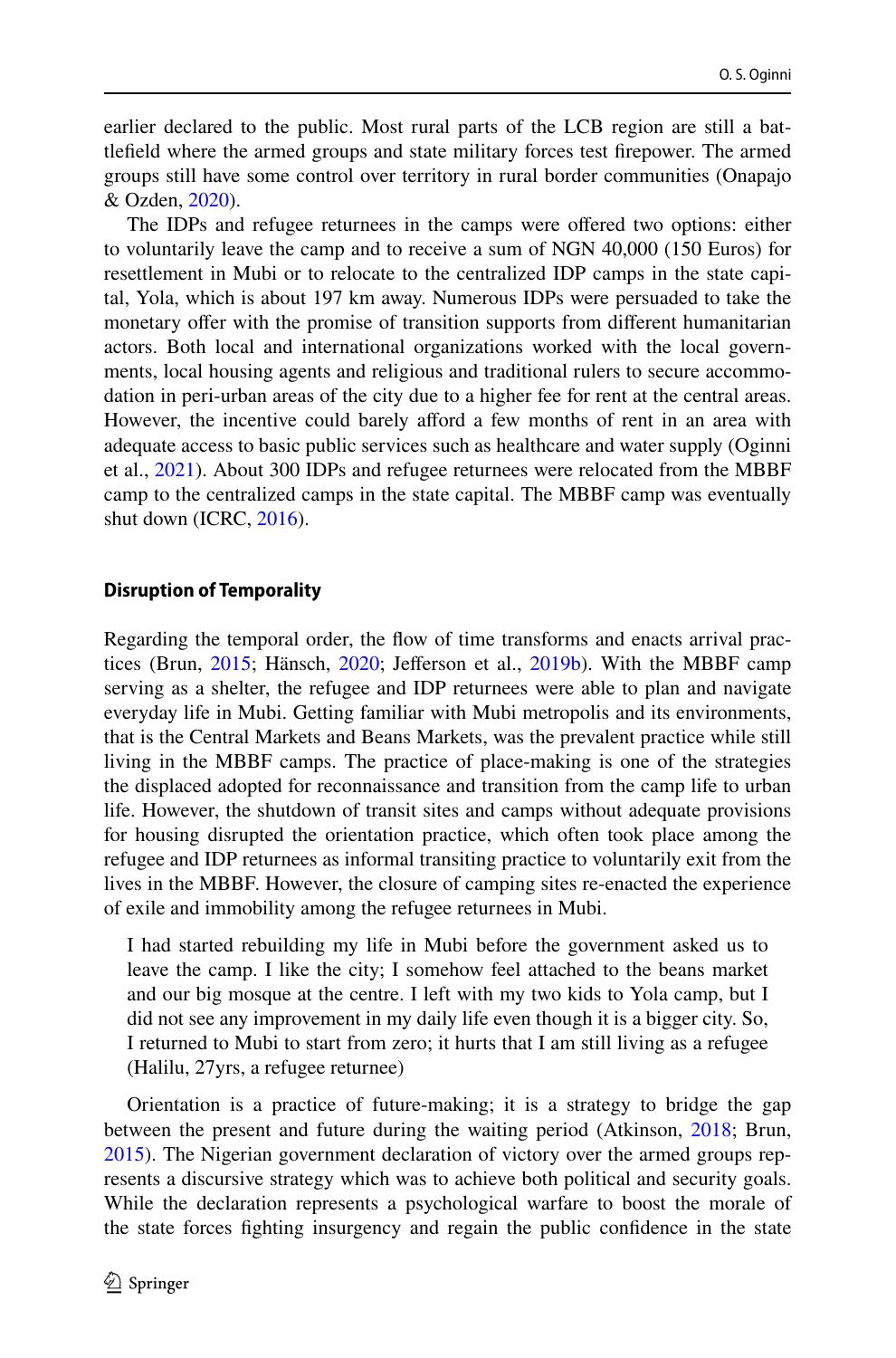earlier declared to the public. Most rural parts of the LCB region are still a battlefield where the armed groups and state military forces test firepower. The armed groups still have some control over territory in rural border communities (Onapajo & Ozden, 2020).

The IDPs and refugee returnees in the camps were offered two options: either to voluntarily leave the camp and to receive a sum of NGN 40,000 (150 Euros) for resettlement in Mubi or to relocate to the centralized IDP camps in the state capital, Yola, which is about 197 km away. Numerous IDPs were persuaded to take the monetary offer with the promise of transition supports from different humanitarian actors. Both local and international organizations worked with the local governments, local housing agents and religious and traditional rulers to secure accommodation in peri-urban areas of the city due to a higher fee for rent at the central areas. However, the incentive could barely afford a few months of rent in an area with adequate access to basic public services such as healthcare and water supply (Oginni et al., 2021). About 300 IDPs and refugee returnees were relocated from the MBBF camp to the centralized camps in the state capital. The MBBF camp was eventually shut down (ICRC, 2016).

### Disruption of Temporality

Regarding the temporal order, the flow of time transforms and enacts arrival practices (Brun, 2015; Hänsch, 2020; Jefferson et al., 2019b). With the MBBF camp serving as a shelter, the refugee and IDP returnees were able to plan and navigate everyday life in Mubi. Getting familiar with Mubi metropolis and its environments, that is the Central Markets and Beans Markets, was the prevalent practice while still living in the MBBF camps. The practice of place-making is one of the strategies the displaced adopted for reconnaissance and transition from the camp life to urban life. However, the shutdown of transit sites and camps without adequate provisions for housing disrupted the orientation practice, which often took place among the refugee and IDP returnees as informal transiting practice to voluntarily exit from the lives in the MBBF. However, the closure of camping sites re-enacted the experience of exile and immobility among the refugee returnees in Mubi.

> I had started rebuilding my life in Mubi before the government asked us to leave the camp. I like the city; I somehow feel attached to the beans market and our big mosque at the centre. I left with my two kids to Yola camp, but I did not see any improvement in my daily life even though it is a bigger city. So, I returned to Mubi to start from zero; it hurts that I am still living as a refugee (Halilu, 27yrs, a refugee returnee)

Orientation is a practice of future-making; it is a strategy to bridge the gap between the present and future during the waiting period (Atkinson, 2018; Brun, 2015). The Nigerian government declaration of victory over the armed groups represents a discursive strategy which was to achieve both political and security goals. While the declaration represents a psychological warfare to boost the morale of the state forces fighting insurgency and regain the public confidence in the state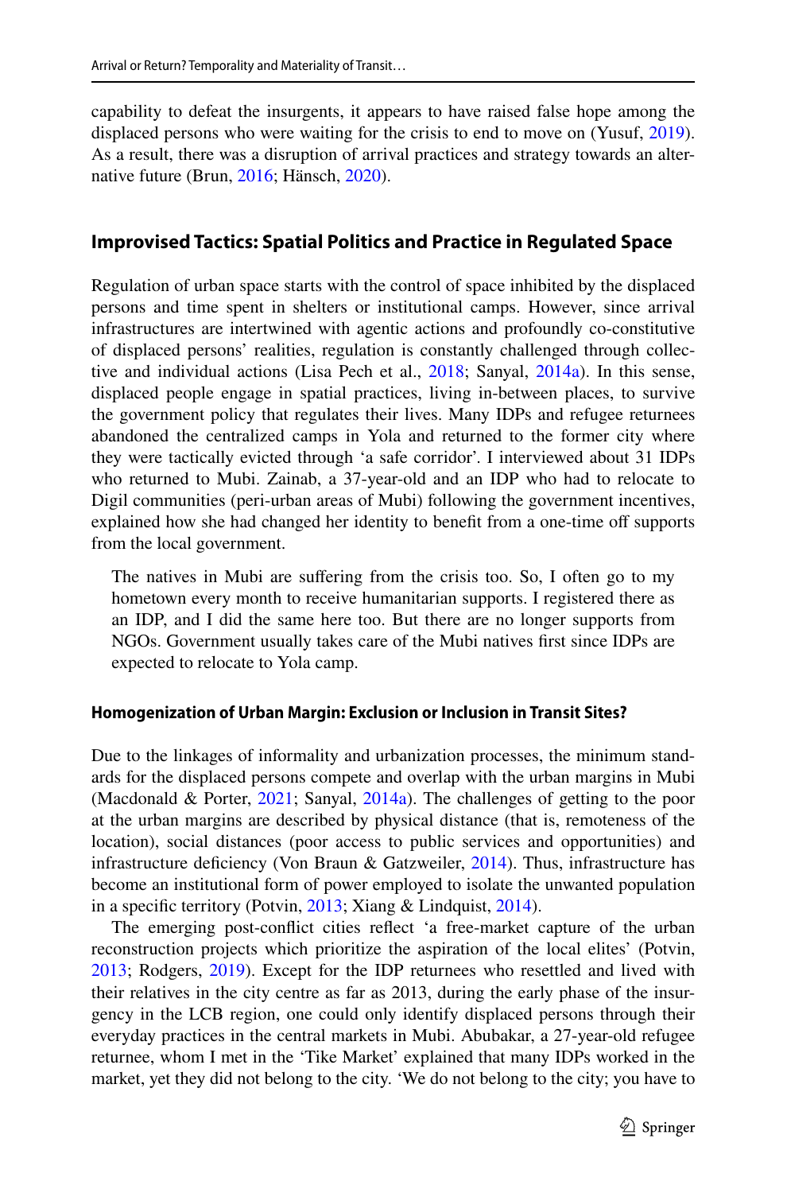capability to defeat the insurgents, it appears to have raised false hope among the displaced persons who were waiting for the crisis to end to move on (Yusuf, 2019). As a result, there was a disruption of arrival practices and strategy towards an alternative future (Brun, 2016; Hänsch, 2020).

## Improvised Tactics: Spatial Politics and Practice in Regulated Space

Regulation of urban space starts with the control of space inhibited by the displaced persons and time spent in shelters or institutional camps. However, since arrival infrastructures are intertwined with agentic actions and profoundly co-constitutive of displaced persons' realities, regulation is constantly challenged through collective and individual actions (Lisa Pech et al., 2018; Sanyal, 2014a). In this sense, displaced people engage in spatial practices, living in-between places, to survive the government policy that regulates their lives. Many IDPs and refugee returnees abandoned the centralized camps in Yola and returned to the former city where they were tactically evicted through 'a safe corridor'. I interviewed about 31 IDPs who returned to Mubi. Zainab, a 37-year-old and an IDP who had to relocate to Digil communities (peri-urban areas of Mubi) following the government incentives, explained how she had changed her identity to benefit from a one-time off supports from the local government.

> The natives in Mubi are suffering from the crisis too. So, I often go to my hometown every month to receive humanitarian supports. I registered there as an IDP, and I did the same here too. But there are no longer supports from NGOs. Government usually takes care of the Mubi natives first since IDPs are expected to relocate to Yola camp.

### Homogenization of Urban Margin: Exclusion or Inclusion in Transit Sites?

Due to the linkages of informality and urbanization processes, the minimum standards for the displaced persons compete and overlap with the urban margins in Mubi (Macdonald & Porter, 2021; Sanyal, 2014a). The challenges of getting to the poor at the urban margins are described by physical distance (that is, remoteness of the location), social distances (poor access to public services and opportunities) and infrastructure deficiency (Von Braun & Gatzweiler, 2014). Thus, infrastructure has become an institutional form of power employed to isolate the unwanted population in a specific territory (Potvin, 2013; Xiang & Lindquist, 2014).

The emerging post-conflict cities reflect 'a free-market capture of the urban reconstruction projects which prioritize the aspiration of the local elites' (Potvin, 2013; Rodgers, 2019). Except for the IDP returnees who resettled and lived with their relatives in the city centre as far as 2013, during the early phase of the insurgency in the LCB region, one could only identify displaced persons through their everyday practices in the central markets in Mubi. Abubakar, a 27-year-old refugee returnee, whom I met in the 'Tike Market' explained that many IDPs worked in the market, yet they did not belong to the city. 'We do not belong to the city; you have to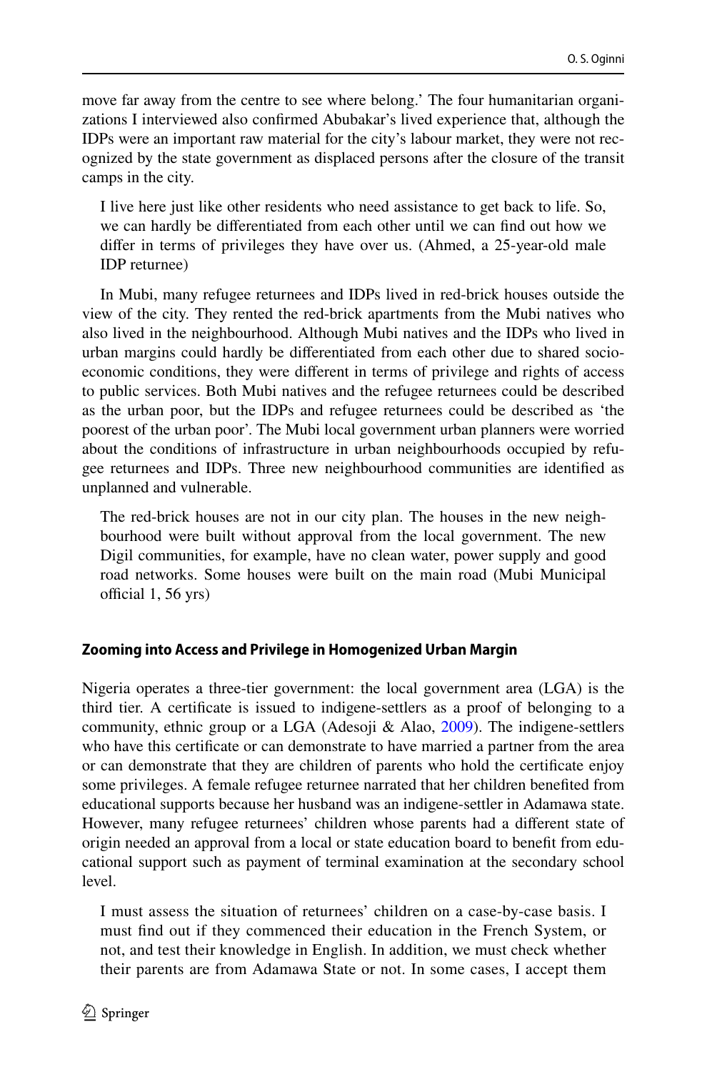move far away from the centre to see where belong.' The four humanitarian organizations I interviewed also confirmed Abubakar's lived experience that, although the IDPs were an important raw material for the city's labour market, they were not recognized by the state government as displaced persons after the closure of the transit camps in the city.

> I live here just like other residents who need assistance to get back to life. So, we can hardly be differentiated from each other until we can find out how we differ in terms of privileges they have over us. (Ahmed, a 25-year-old male IDP returnee)

In Mubi, many refugee returnees and IDPs lived in red-brick houses outside the view of the city. They rented the red-brick apartments from the Mubi natives who also lived in the neighbourhood. Although Mubi natives and the IDPs who lived in urban margins could hardly be differentiated from each other due to shared socio-economic conditions, they were different in terms of privilege and rights of access to public services. Both Mubi natives and the refugee returnees could be described as the urban poor, but the IDPs and refugee returnees could be described as 'the poorest of the urban poor'. The Mubi local government urban planners were worried about the conditions of infrastructure in urban neighbourhoods occupied by refugee returnees and IDPs. Three new neighbourhood communities are identified as unplanned and vulnerable.

> The red-brick houses are not in our city plan. The houses in the new neighbourhood were built without approval from the local government. The new Digil communities, for example, have no clean water, power supply and good road networks. Some houses were built on the main road (Mubi Municipal official 1, 56 yrs)

#### Zooming into Access and Privilege in Homogenized Urban Margin

Nigeria operates a three-tier government: the local government area (LGA) is the third tier. A certificate is issued to indigene-settlers as a proof of belonging to a community, ethnic group or a LGA (Adesoji & Alao, 2009). The indigene-settlers who have this certificate or can demonstrate to have married a partner from the area or can demonstrate that they are children of parents who hold the certificate enjoy some privileges. A female refugee returnee narrated that her children benefited from educational supports because her husband was an indigene-settler in Adamawa state. However, many refugee returnees' children whose parents had a different state of origin needed an approval from a local or state education board to benefit from educational support such as payment of terminal examination at the secondary school level.

> I must assess the situation of returnees' children on a case-by-case basis. I must find out if they commenced their education in the French System, or not, and test their knowledge in English. In addition, we must check whether their parents are from Adamawa State or not. In some cases, I accept them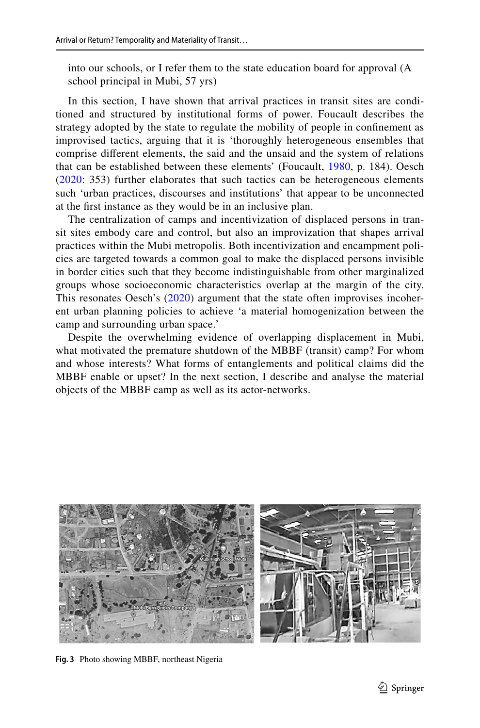into our schools, or I refer them to the state education board for approval (A school principal in Mubi, 57 yrs)

In this section, I have shown that arrival practices in transit sites are conditioned and structured by institutional forms of power. Foucault describes the strategy adopted by the state to regulate the mobility of people in confinement as improvised tactics, arguing that it is 'thoroughly heterogeneous ensembles that comprise different elements, the said and the unsaid and the system of relations that can be established between these elements' (Foucault, 1980, p. 184). Oesch (2020: 353) further elaborates that such tactics can be heterogeneous elements such 'urban practices, discourses and institutions' that appear to be unconnected at the first instance as they would be in an inclusive plan.

The centralization of camps and incentivization of displaced persons in transit sites embody care and control, but also an improvization that shapes arrival practices within the Mubi metropolis. Both incentivization and encampment policies are targeted towards a common goal to make the displaced persons invisible in border cities such that they become indistinguishable from other marginalized groups whose socioeconomic characteristics overlap at the margin of the city. This resonates Oesch's (2020) argument that the state often improvises incoherent urban planning policies to achieve 'a material homogenization between the camp and surrounding urban space.'

Despite the overwhelming evidence of overlapping displacement in Mubi, what motivated the premature shutdown of the MBBF (transit) camp? For whom and whose interests? What forms of entanglements and political claims did the MBBF enable or upset? In the next section, I describe and analyse the material objects of the MBBF camp as well as its actor-networks.

**Fig. 3** Photo showing MBBF, northeast Nigeria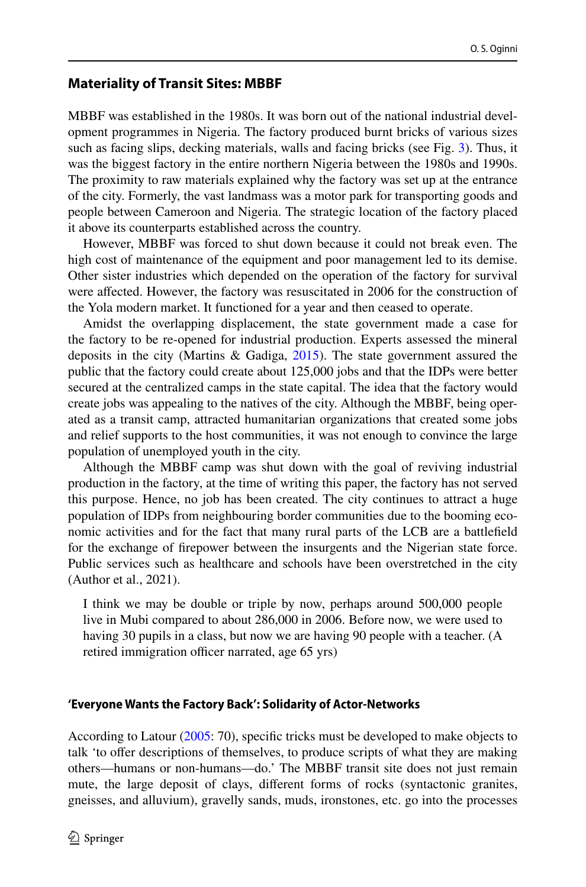## Materiality of Transit Sites: MBBF

MBBF was established in the 1980s. It was born out of the national industrial development programmes in Nigeria. The factory produced burnt bricks of various sizes such as facing slips, decking materials, walls and facing bricks (see Fig. 3). Thus, it was the biggest factory in the entire northern Nigeria between the 1980s and 1990s. The proximity to raw materials explained why the factory was set up at the entrance of the city. Formerly, the vast landmass was a motor park for transporting goods and people between Cameroon and Nigeria. The strategic location of the factory placed it above its counterparts established across the country.

However, MBBF was forced to shut down because it could not break even. The high cost of maintenance of the equipment and poor management led to its demise. Other sister industries which depended on the operation of the factory for survival were affected. However, the factory was resuscitated in 2006 for the construction of the Yola modern market. It functioned for a year and then ceased to operate.

Amidst the overlapping displacement, the state government made a case for the factory to be re-opened for industrial production. Experts assessed the mineral deposits in the city (Martins & Gadiga, 2015). The state government assured the public that the factory could create about 125,000 jobs and that the IDPs were better secured at the centralized camps in the state capital. The idea that the factory would create jobs was appealing to the natives of the city. Although the MBBF, being operated as a transit camp, attracted humanitarian organizations that created some jobs and relief supports to the host communities, it was not enough to convince the large population of unemployed youth in the city.

Although the MBBF camp was shut down with the goal of reviving industrial production in the factory, at the time of writing this paper, the factory has not served this purpose. Hence, no job has been created. The city continues to attract a huge population of IDPs from neighbouring border communities due to the booming economic activities and for the fact that many rural parts of the LCB are a battlefield for the exchange of firepower between the insurgents and the Nigerian state force. Public services such as healthcare and schools have been overstretched in the city (Author et al., 2021).

> I think we may be double or triple by now, perhaps around 500,000 people live in Mubi compared to about 286,000 in 2006. Before now, we were used to having 30 pupils in a class, but now we are having 90 people with a teacher. (A retired immigration officer narrated, age 65 yrs)

### 'Everyone Wants the Factory Back': Solidarity of Actor-Networks

According to Latour (2005: 70), specific tricks must be developed to make objects to talk 'to offer descriptions of themselves, to produce scripts of what they are making others—humans or non-humans—do.' The MBBF transit site does not just remain mute, the large deposit of clays, different forms of rocks (syntactonic granites, gneisses, and alluvium), gravelly sands, muds, ironstones, etc. go into the processes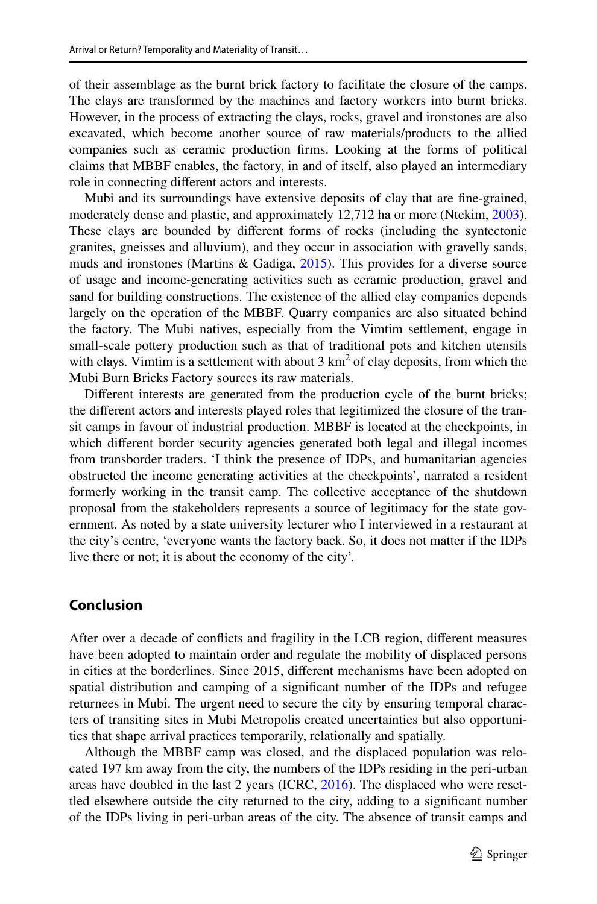of their assemblage as the burnt brick factory to facilitate the closure of the camps. The clays are transformed by the machines and factory workers into burnt bricks. However, in the process of extracting the clays, rocks, gravel and ironstones are also excavated, which become another source of raw materials/products to the allied companies such as ceramic production firms. Looking at the forms of political claims that MBBF enables, the factory, in and of itself, also played an intermediary role in connecting different actors and interests.

Mubi and its surroundings have extensive deposits of clay that are fine-grained, moderately dense and plastic, and approximately 12,712 ha or more (Ntekim, 2003). These clays are bounded by different forms of rocks (including the syntectonic granites, gneisses and alluvium), and they occur in association with gravelly sands, muds and ironstones (Martins & Gadiga, 2015). This provides for a diverse source of usage and income-generating activities such as ceramic production, gravel and sand for building constructions. The existence of the allied clay companies depends largely on the operation of the MBBF. Quarry companies are also situated behind the factory. The Mubi natives, especially from the Vimtim settlement, engage in small-scale pottery production such as that of traditional pots and kitchen utensils with clays. Vimtim is a settlement with about 3 $km^2$ of clay deposits, from which the Mubi Burn Bricks Factory sources its raw materials.

Different interests are generated from the production cycle of the burnt bricks; the different actors and interests played roles that legitimized the closure of the transit camps in favour of industrial production. MBBF is located at the checkpoints, in which different border security agencies generated both legal and illegal incomes from transborder traders. 'I think the presence of IDPs, and humanitarian agencies obstructed the income generating activities at the checkpoints', narrated a resident formerly working in the transit camp. The collective acceptance of the shutdown proposal from the stakeholders represents a source of legitimacy for the state government. As noted by a state university lecturer who I interviewed in a restaurant at the city's centre, 'everyone wants the factory back. So, it does not matter if the IDPs live there or not; it is about the economy of the city'.

## Conclusion

After over a decade of conflicts and fragility in the LCB region, different measures have been adopted to maintain order and regulate the mobility of displaced persons in cities at the borderlines. Since 2015, different mechanisms have been adopted on spatial distribution and camping of a significant number of the IDPs and refugee returnees in Mubi. The urgent need to secure the city by ensuring temporal characters of transiting sites in Mubi Metropolis created uncertainties but also opportunities that shape arrival practices temporarily, relationally and spatially.

Although the MBBF camp was closed, and the displaced population was relocated 197 km away from the city, the numbers of the IDPs residing in the peri-urban areas have doubled in the last 2 years (ICRC, 2016). The displaced who were resettled elsewhere outside the city returned to the city, adding to a significant number of the IDPs living in peri-urban areas of the city. The absence of transit camps and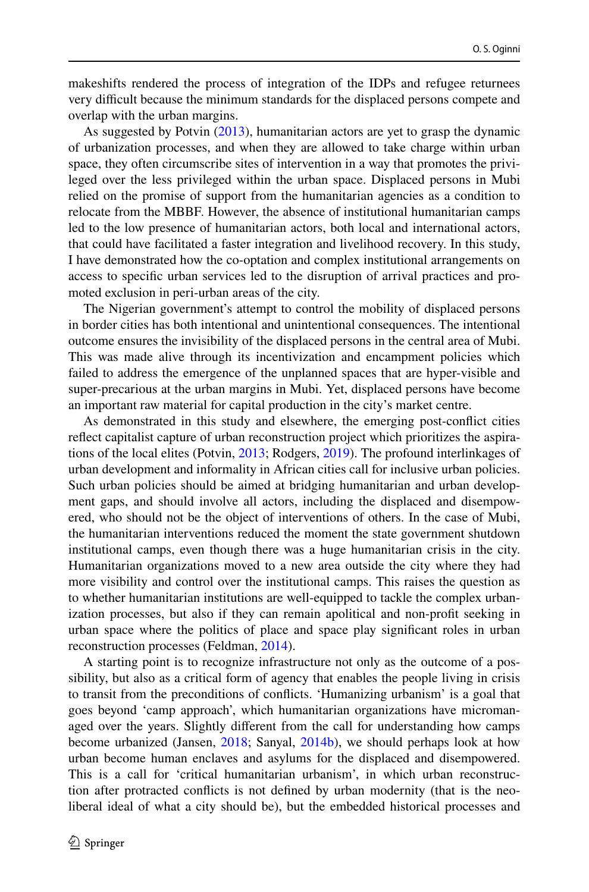makeshifts rendered the process of integration of the IDPs and refugee returnees very difficult because the minimum standards for the displaced persons compete and overlap with the urban margins.

As suggested by Potvin (2013), humanitarian actors are yet to grasp the dynamic of urbanization processes, and when they are allowed to take charge within urban space, they often circumscribe sites of intervention in a way that promotes the privileged over the less privileged within the urban space. Displaced persons in Mubi relied on the promise of support from the humanitarian agencies as a condition to relocate from the MBBF. However, the absence of institutional humanitarian camps led to the low presence of humanitarian actors, both local and international actors, that could have facilitated a faster integration and livelihood recovery. In this study, I have demonstrated how the co-optation and complex institutional arrangements on access to specific urban services led to the disruption of arrival practices and promoted exclusion in peri-urban areas of the city.

The Nigerian government's attempt to control the mobility of displaced persons in border cities has both intentional and unintentional consequences. The intentional outcome ensures the invisibility of the displaced persons in the central area of Mubi. This was made alive through its incentivization and encampment policies which failed to address the emergence of the unplanned spaces that are hyper-visible and super-precarious at the urban margins in Mubi. Yet, displaced persons have become an important raw material for capital production in the city's market centre.

As demonstrated in this study and elsewhere, the emerging post-conflict cities reflect capitalist capture of urban reconstruction project which prioritizes the aspirations of the local elites (Potvin, 2013; Rodgers, 2019). The profound interlinkages of urban development and informality in African cities call for inclusive urban policies. Such urban policies should be aimed at bridging humanitarian and urban development gaps, and should involve all actors, including the displaced and disempowered, who should not be the object of interventions of others. In the case of Mubi, the humanitarian interventions reduced the moment the state government shutdown institutional camps, even though there was a huge humanitarian crisis in the city. Humanitarian organizations moved to a new area outside the city where they had more visibility and control over the institutional camps. This raises the question as to whether humanitarian institutions are well-equipped to tackle the complex urbanization processes, but also if they can remain apolitical and non-profit seeking in urban space where the politics of place and space play significant roles in urban reconstruction processes (Feldman, 2014).

A starting point is to recognize infrastructure not only as the outcome of a possibility, but also as a critical form of agency that enables the people living in crisis to transit from the preconditions of conflicts. 'Humanizing urbanism' is a goal that goes beyond 'camp approach', which humanitarian organizations have micromanaged over the years. Slightly different from the call for understanding how camps become urbanized (Jansen, 2018; Sanyal, 2014b), we should perhaps look at how urban become human enclaves and asylums for the displaced and disempowered. This is a call for 'critical humanitarian urbanism', in which urban reconstruction after protracted conflicts is not defined by urban modernity (that is the neoliberal ideal of what a city should be), but the embedded historical processes and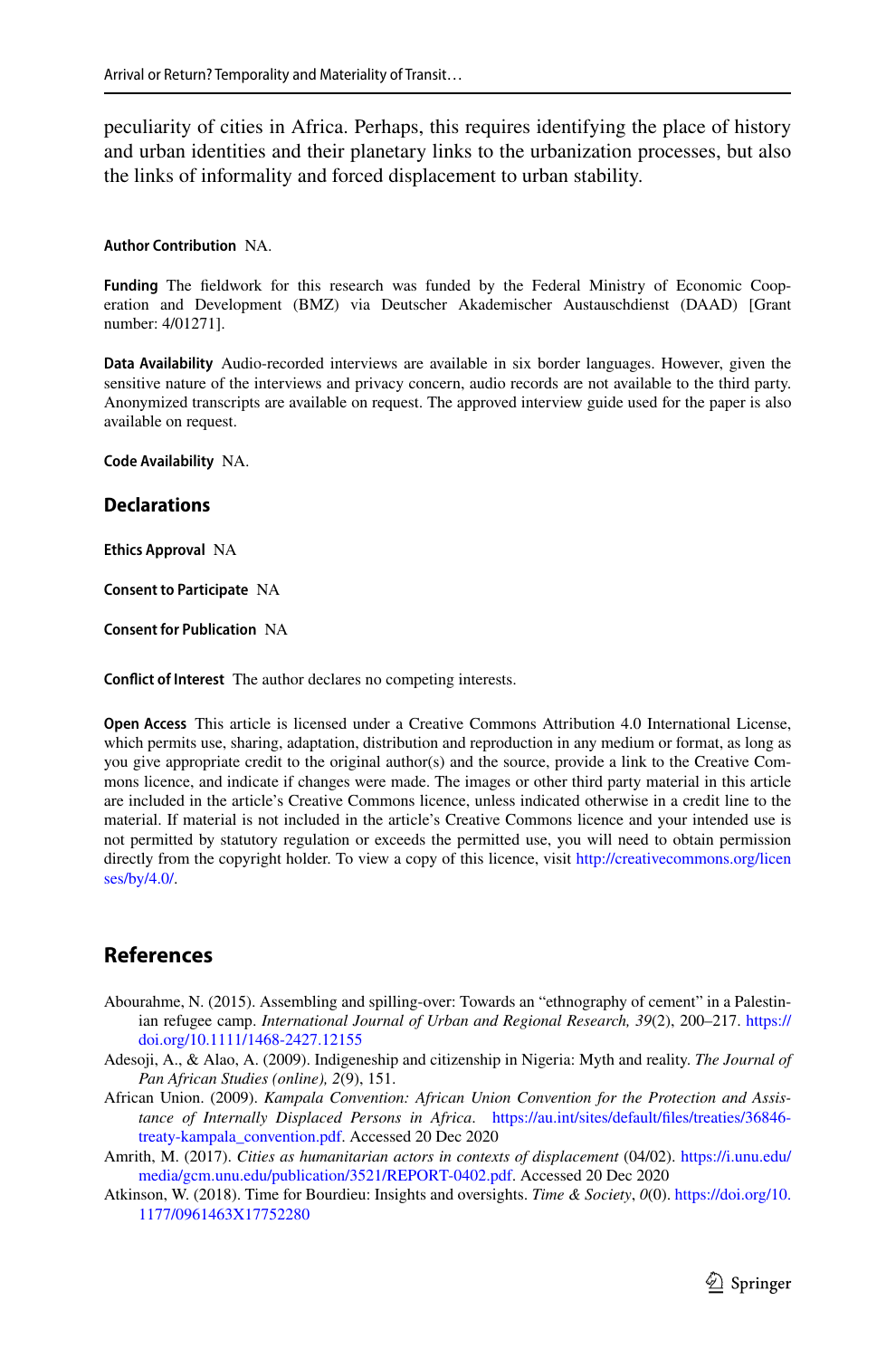peculiarity of cities in Africa. Perhaps, this requires identifying the place of history and urban identities and their planetary links to the urbanization processes, but also the links of informality and forced displacement to urban stability.

**Author Contribution** NA.

**Funding** The fieldwork for this research was funded by the Federal Ministry of Economic Cooperation and Development (BMZ) via Deutscher Akademischer Austauschdienst (DAAD) [Grant number: 4/01271].

**Data Availability** Audio-recorded interviews are available in six border languages. However, given the sensitive nature of the interviews and privacy concern, audio records are not available to the third party. Anonymized transcripts are available on request. The approved interview guide used for the paper is also available on request.

**Code Availability** NA.

## Declarations

**Ethics Approval** NA

**Consent to Participate** NA

**Consent for Publication** NA

**Conflict of Interest** The author declares no competing interests.

**Open Access** This article is licensed under a Creative Commons Attribution 4.0 International License, which permits use, sharing, adaptation, distribution and reproduction in any medium or format, as long as you give appropriate credit to the original author(s) and the source, provide a link to the Creative Commons licence, and indicate if changes were made. The images or other third party material in this article are included in the article's Creative Commons licence, unless indicated otherwise in a credit line to the material. If material is not included in the article's Creative Commons licence and your intended use is not permitted by statutory regulation or exceeds the permitted use, you will need to obtain permission directly from the copyright holder. To view a copy of this licence, visit http://creativecommons.org/licenses/by/4.0/.

## References

Abourahme, N. (2015). Assembling and spilling-over: Towards an "ethnography of cement" in a Palestinian refugee camp. *International Journal of Urban and Regional Research, 39*(2), 200–217. https://doi.org/10.1111/1468-2427.12155

Adesoji, A., & Alao, A. (2009). Indigeneship and citizenship in Nigeria: Myth and reality. *The Journal of Pan African Studies (online), 2*(9), 151.

African Union. (2009). *Kampala Convention: African Union Convention for the Protection and Assistance of Internally Displaced Persons in Africa*. https://au.int/sites/default/files/treaties/36846-treaty-kampala_convention.pdf. Accessed 20 Dec 2020

Amrith, M. (2017). *Cities as humanitarian actors in contexts of displacement* (04/02). https://i.unu.edu/media/gcm.unu.edu/publication/3521/REPORT-0402.pdf. Accessed 20 Dec 2020

Atkinson, W. (2018). Time for Bourdieu: Insights and oversights. *Time & Society*, *0*(0). https://doi.org/10.1177/0961463X17752280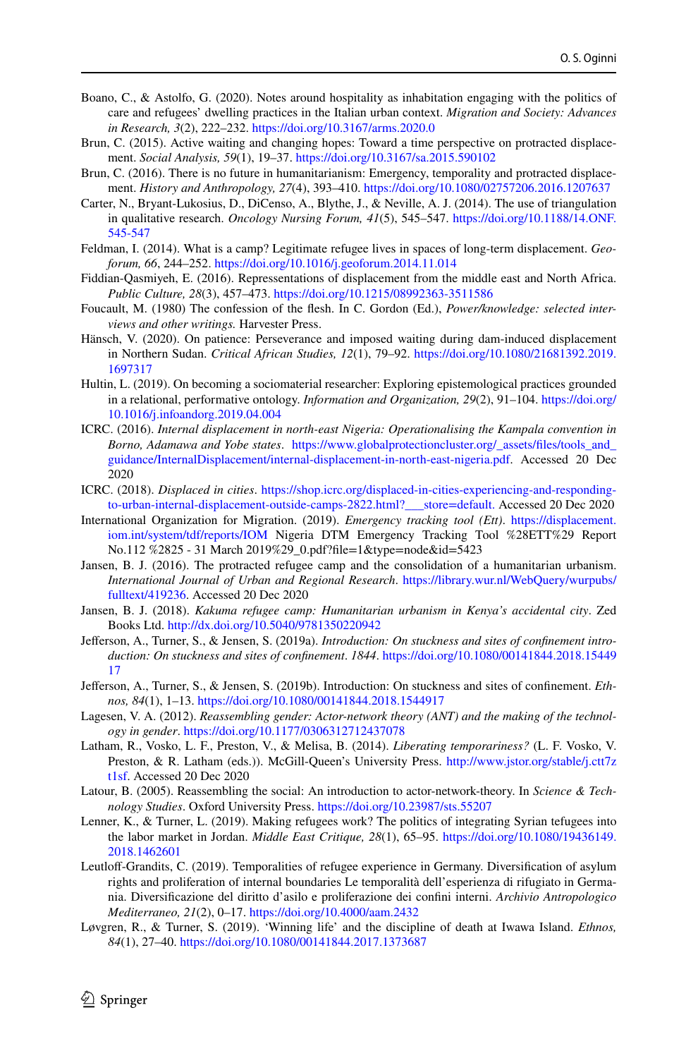Boano, C., & Astolfo, G. (2020). Notes around hospitality as inhabitation engaging with the politics of care and refugees' dwelling practices in the Italian urban context. *Migration and Society: Advances in Research, 3*(2), 222–232. https://doi.org/10.3167/arms.2020.0

Brun, C. (2015). Active waiting and changing hopes: Toward a time perspective on protracted displacement. *Social Analysis, 59*(1), 19–37. https://doi.org/10.3167/sa.2015.590102

Brun, C. (2016). There is no future in humanitarianism: Emergency, temporality and protracted displacement. *History and Anthropology, 27*(4), 393–410. https://doi.org/10.1080/02757206.2016.1207637

Carter, N., Bryant-Lukosius, D., DiCenso, A., Blythe, J., & Neville, A. J. (2014). The use of triangulation in qualitative research. *Oncology Nursing Forum, 41*(5), 545–547. https://doi.org/10.1188/14.ONF.545-547

Feldman, I. (2014). What is a camp? Legitimate refugee lives in spaces of long-term displacement. *Geoforum, 66*, 244–252. https://doi.org/10.1016/j.geoforum.2014.11.014

Fiddian-Qasmiyeh, E. (2016). Representations of displacement from the middle east and North Africa. *Public Culture, 28*(3), 457–473. https://doi.org/10.1215/08992363-3511586

Foucault, M. (1980) The confession of the flesh. In C. Gordon (Ed.), *Power/knowledge: selected interviews and other writings.* Harvester Press.

Hänsch, V. (2020). On patience: Perseverance and imposed waiting during dam-induced displacement in Northern Sudan. *Critical African Studies, 12*(1), 79–92. https://doi.org/10.1080/21681392.2019.1697317

Hultin, L. (2019). On becoming a sociomaterial researcher: Exploring epistemological practices grounded in a relational, performative ontology. *Information and Organization, 29*(2), 91–104. https://doi.org/10.1016/j.infoandorg.2019.04.004

ICRC. (2016). *Internal displacement in north-east Nigeria: Operationalising the Kampala convention in Borno, Adamawa and Yobe states*. https://www.globalprotectioncluster.org/_assets/files/tools_and_guidance/InternalDisplacement/internal-displacement-in-north-east-nigeria.pdf. Accessed 20 Dec 2020

ICRC. (2018). *Displaced in cities*. https://shop.icrc.org/displaced-in-cities-experiencing-and-responding-to-urban-internal-displacement-outside-camps-2822.html?___store=default. Accessed 20 Dec 2020

International Organization for Migration. (2019). *Emergency tracking tool (Ett)*. https://displacement.iom.int/system/tdf/reports/IOM Nigeria DTM Emergency Tracking Tool %28ETT%29 Report No.112 %2825 - 31 March 2019%29_0.pdf?file=1&type=node&id=5423

Jansen, B. J. (2016). The protracted refugee camp and the consolidation of a humanitarian urbanism. *International Journal of Urban and Regional Research*. https://library.wur.nl/WebQuery/wurpubs/fulltext/419236. Accessed 20 Dec 2020

Jansen, B. J. (2018). *Kakuma refugee camp: Humanitarian urbanism in Kenya's accidental city*. Zed Books Ltd. http://dx.doi.org/10.5040/9781350220942

Jefferson, A., Turner, S., & Jensen, S. (2019a). *Introduction: On stuckness and sites of confinement introduction: On stuckness and sites of confinement*. *1844*. https://doi.org/10.1080/00141844.2018.1544917

Jefferson, A., Turner, S., & Jensen, S. (2019b). Introduction: On stuckness and sites of confinement. *Ethnos, 84*(1), 1–13. https://doi.org/10.1080/00141844.2018.1544917

Lagesen, V. A. (2012). *Reassembling gender: Actor-network theory (ANT) and the making of the technology in gender*. https://doi.org/10.1177/0306312712437078

Latham, R., Vosko, L. F., Preston, V., & Melisa, B. (2014). *Liberating temporariness?* (L. F. Vosko, V. Preston, & R. Latham (eds.)). McGill-Queen's University Press. http://www.jstor.org/stable/j.ctt7zt1sf. Accessed 20 Dec 2020

Latour, B. (2005). Reassembling the social: An introduction to actor-network-theory. In *Science & Technology Studies*. Oxford University Press. https://doi.org/10.23987/sts.55207

Lenner, K., & Turner, L. (2019). Making refugees work? The politics of integrating Syrian tefugees into the labor market in Jordan. *Middle East Critique, 28*(1), 65–95. https://doi.org/10.1080/19436149.2018.1462601

Leutloff-Grandits, C. (2019). Temporalities of refugee experience in Germany. Diversification of asylum rights and proliferation of internal boundaries Le temporalità dell'esperienza di rifugiato in Germania. Diversificazione del diritto d'asilo e proliferazione dei confini interni. *Archivio Antropologico Mediterraneo, 21*(2), 0–17. https://doi.org/10.4000/aam.2432

Løvgren, R., & Turner, S. (2019). 'Winning life' and the discipline of death at Iwawa Island. *Ethnos, 84*(1), 27–40. https://doi.org/10.1080/00141844.2017.1373687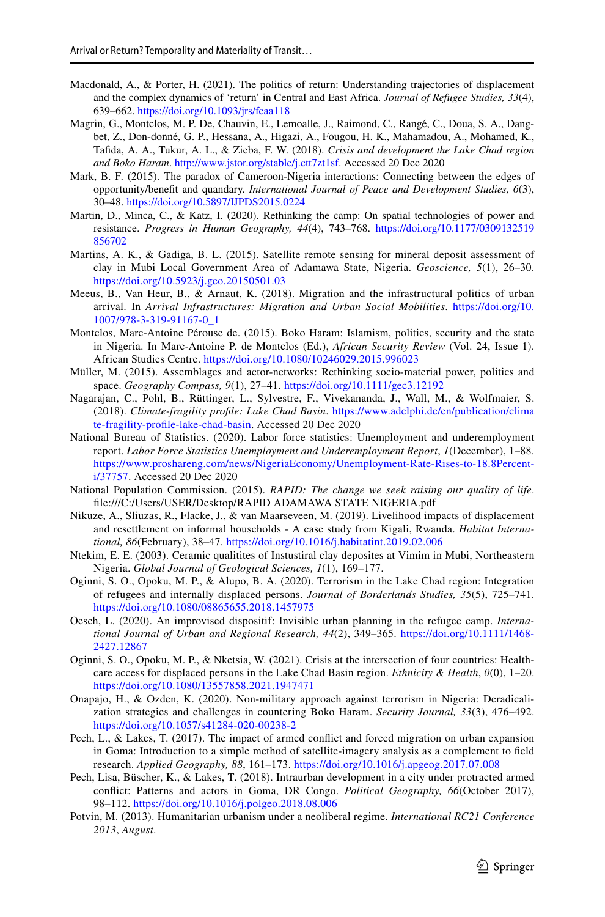Macdonald, A., & Porter, H. (2021). The politics of return: Understanding trajectories of displacement and the complex dynamics of 'return' in Central and East Africa. *Journal of Refugee Studies, 33*(4), 639–662. https://doi.org/10.1093/jrs/feaa118

Magrin, G., Montclos, M. P. De, Chauvin, E., Lemoalle, J., Raimond, C., Rangé, C., Doua, S. A., Dangbet, Z., Don-donné, G. P., Hessana, A., Higazi, A., Fougou, H. K., Mahamadou, A., Mohamed, K., Tafida, A. A., Tukur, A. L., & Zieba, F. W. (2018). *Crisis and development the Lake Chad region and Boko Haram*. http://www.jstor.org/stable/j.ctt7zt1sf. Accessed 20 Dec 2020

Mark, B. F. (2015). The paradox of Cameroon-Nigeria interactions: Connecting between the edges of opportunity/benefit and quandary. *International Journal of Peace and Development Studies, 6*(3), 30–48. https://doi.org/10.5897/IJPDS2015.0224

Martin, D., Minca, C., & Katz, I. (2020). Rethinking the camp: On spatial technologies of power and resistance. *Progress in Human Geography, 44*(4), 743–768. https://doi.org/10.1177/0309132519856702

Martins, A. K., & Gadiga, B. L. (2015). Satellite remote sensing for mineral deposit assessment of clay in Mubi Local Government Area of Adamawa State, Nigeria. *Geoscience, 5*(1), 26–30. https://doi.org/10.5923/j.geo.20150501.03

Meeus, B., Van Heur, B., & Arnaut, K. (2018). Migration and the infrastructural politics of urban arrival. In *Arrival Infrastructures: Migration and Urban Social Mobilities*. https://doi.org/10.1007/978-3-319-91167-0_1

Montclos, Marc-Antoine Pérouse de. (2015). Boko Haram: Islamism, politics, security and the state in Nigeria. In Marc-Antoine P. de Montclos (Ed.), *African Security Review* (Vol. 24, Issue 1). African Studies Centre. https://doi.org/10.1080/10246029.2015.996023

Müller, M. (2015). Assemblages and actor-networks: Rethinking socio-material power, politics and space. *Geography Compass, 9*(1), 27–41. https://doi.org/10.1111/gec3.12192

Nagarajan, C., Pohl, B., Rüttinger, L., Sylvestre, F., Vivekananda, J., Wall, M., & Wolfmaier, S. (2018). *Climate-fragility profile: Lake Chad Basin*. https://www.adelphi.de/en/publication/climate-fragility-profile-lake-chad-basin. Accessed 20 Dec 2020

National Bureau of Statistics. (2020). Labor force statistics: Unemployment and underemployment report. *Labor Force Statistics Unemployment and Underemployment Report*, *1*(December), 1–88. https://www.proshareng.com/news/NigeriaEconomy/Unemployment-Rate-Rises-to-18.8Percent-i/37757. Accessed 20 Dec 2020

National Population Commission. (2015). *RAPID: The change we seek raising our quality of life*. file:///C:/Users/USER/Desktop/RAPID ADAMAWA STATE NIGERIA.pdf

Nikuze, A., Sliuzas, R., Flacke, J., & van Maarseveen, M. (2019). Livelihood impacts of displacement and resettlement on informal households - A case study from Kigali, Rwanda. *Habitat International, 86*(February), 38–47. https://doi.org/10.1016/j.habitatint.2019.02.006

Ntekim, E. E. (2003). Ceramic qualitites of Instustiral clay deposites at Vimim in Mubi, Northeastern Nigeria. *Global Journal of Geological Sciences, 1*(1), 169–177.

Oginni, S. O., Opoku, M. P., & Alupo, B. A. (2020). Terrorism in the Lake Chad region: Integration of refugees and internally displaced persons. *Journal of Borderlands Studies, 35*(5), 725–741. https://doi.org/10.1080/08865655.2018.1457975

Oesch, L. (2020). An improvised dispositif: Invisible urban planning in the refugee camp. *International Journal of Urban and Regional Research, 44*(2), 349–365. https://doi.org/10.1111/1468-2427.12867

Oginni, S. O., Opoku, M. P., & Nketsia, W. (2021). Crisis at the intersection of four countries: Healthcare access for displaced persons in the Lake Chad Basin region. *Ethnicity & Health, 0*(0), 1–20. https://doi.org/10.1080/13557858.2021.1947471

Onapajo, H., & Ozden, K. (2020). Non-military approach against terrorism in Nigeria: Deradicalization strategies and challenges in countering Boko Haram. *Security Journal, 33*(3), 476–492. https://doi.org/10.1057/s41284-020-00238-2

Pech, L., & Lakes, T. (2017). The impact of armed conflict and forced migration on urban expansion in Goma: Introduction to a simple method of satellite-imagery analysis as a complement to field research. *Applied Geography, 88*, 161–173. https://doi.org/10.1016/j.apgeog.2017.07.008

Pech, Lisa, Büscher, K., & Lakes, T. (2018). Intraurban development in a city under protracted armed conflict: Patterns and actors in Goma, DR Congo. *Political Geography, 66*(October 2017), 98–112. https://doi.org/10.1016/j.polgeo.2018.08.006

Potvin, M. (2013). Humanitarian urbanism under a neoliberal regime. *International RC21 Conference 2013*, *August*.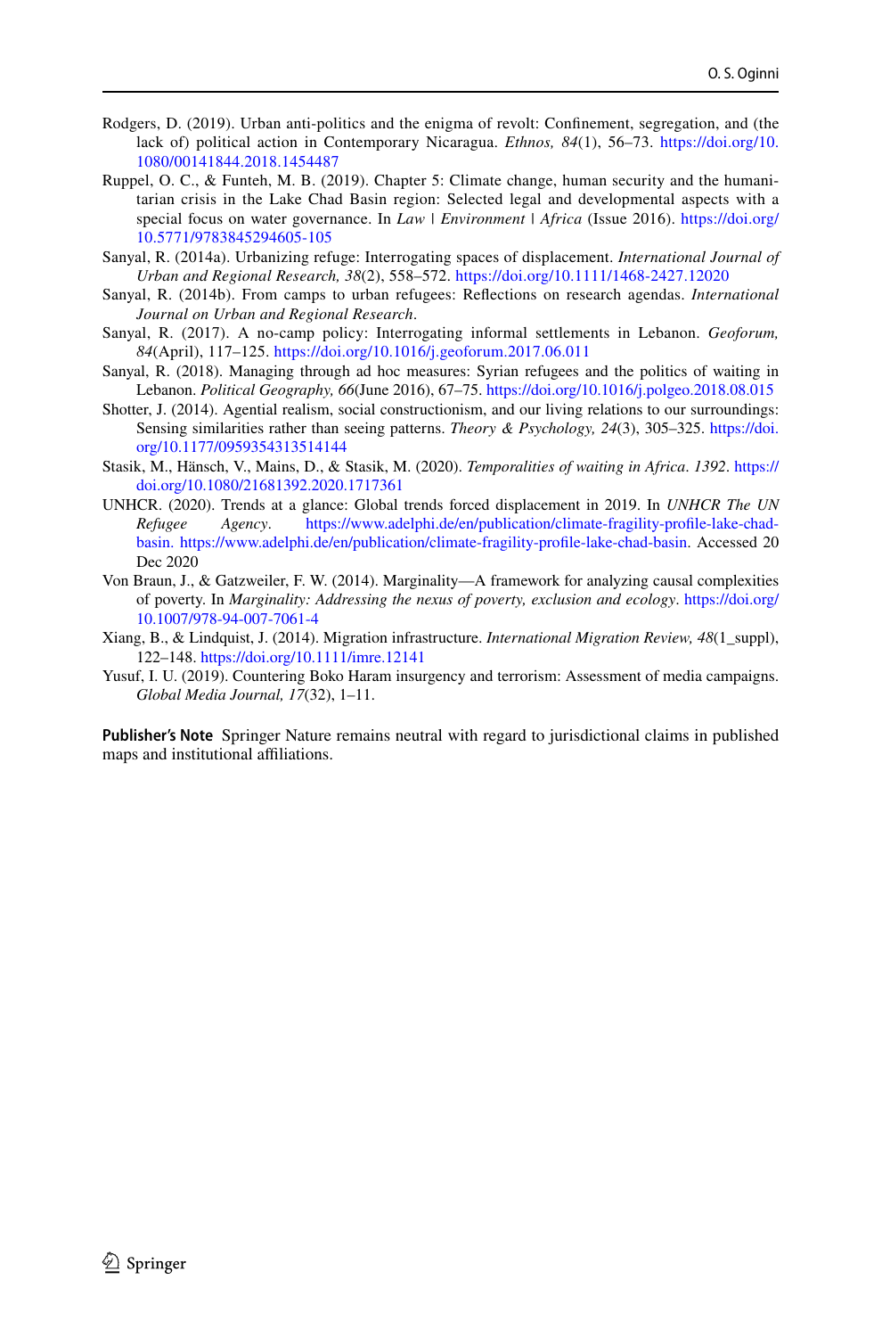Rodgers, D. (2019). Urban anti-politics and the enigma of revolt: Confinement, segregation, and (the lack of) political action in Contemporary Nicaragua. *Ethnos, 84*(1), 56–73. https://doi.org/10.1080/00141844.2018.1454487

Ruppel, O. C., & Funteh, M. B. (2019). Chapter 5: Climate change, human security and the humanitarian crisis in the Lake Chad Basin region: Selected legal and developmental aspects with a special focus on water governance. In *Law | Environment | Africa* (Issue 2016). https://doi.org/10.5771/9783845294605-105

Sanyal, R. (2014a). Urbanizing refuge: Interrogating spaces of displacement. *International Journal of Urban and Regional Research, 38*(2), 558–572. https://doi.org/10.1111/1468-2427.12020

Sanyal, R. (2014b). From camps to urban refugees: Reflections on research agendas. *International Journal on Urban and Regional Research*.

Sanyal, R. (2017). A no-camp policy: Interrogating informal settlements in Lebanon. *Geoforum, 84*(April), 117–125. https://doi.org/10.1016/j.geoforum.2017.06.011

Sanyal, R. (2018). Managing through ad hoc measures: Syrian refugees and the politics of waiting in Lebanon. *Political Geography, 66*(June 2016), 67–75. https://doi.org/10.1016/j.polgeo.2018.08.015

Shotter, J. (2014). Agential realism, social constructionism, and our living relations to our surroundings: Sensing similarities rather than seeing patterns. *Theory & Psychology, 24*(3), 305–325. https://doi.org/10.1177/0959354313514144

Stasik, M., Hänsch, V., Mains, D., & Stasik, M. (2020). *Temporalities of waiting in Africa*. *1392*. https://doi.org/10.1080/21681392.2020.1717361

UNHCR. (2020). Trends at a glance: Global trends forced displacement in 2019. In *UNHCR The UN Refugee Agency*. https://www.adelphi.de/en/publication/climate-fragility-profile-lake-chad-basin. https://www.adelphi.de/en/publication/climate-fragility-profile-lake-chad-basin. Accessed 20 Dec 2020

Von Braun, J., & Gatzweiler, F. W. (2014). Marginality—A framework for analyzing causal complexities of poverty. In *Marginality: Addressing the nexus of poverty, exclusion and ecology*. https://doi.org/10.1007/978-94-007-7061-4

Xiang, B., & Lindquist, J. (2014). Migration infrastructure. *International Migration Review, 48*(1_suppl), 122–148. https://doi.org/10.1111/imre.12141

Yusuf, I. U. (2019). Countering Boko Haram insurgency and terrorism: Assessment of media campaigns. *Global Media Journal, 17*(32), 1–11.

**Publisher's Note** Springer Nature remains neutral with regard to jurisdictional claims in published maps and institutional affiliations.